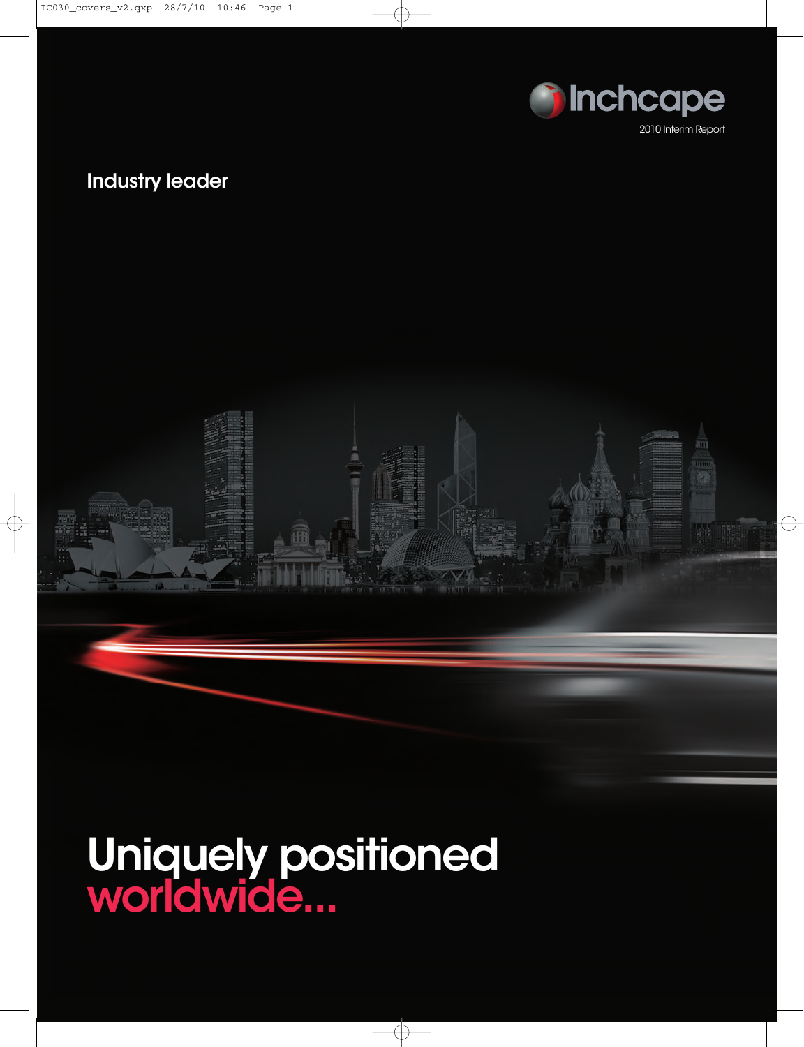Inchcape

2010 Interim Report

Industry leader

# Uniquely positioned worldwide...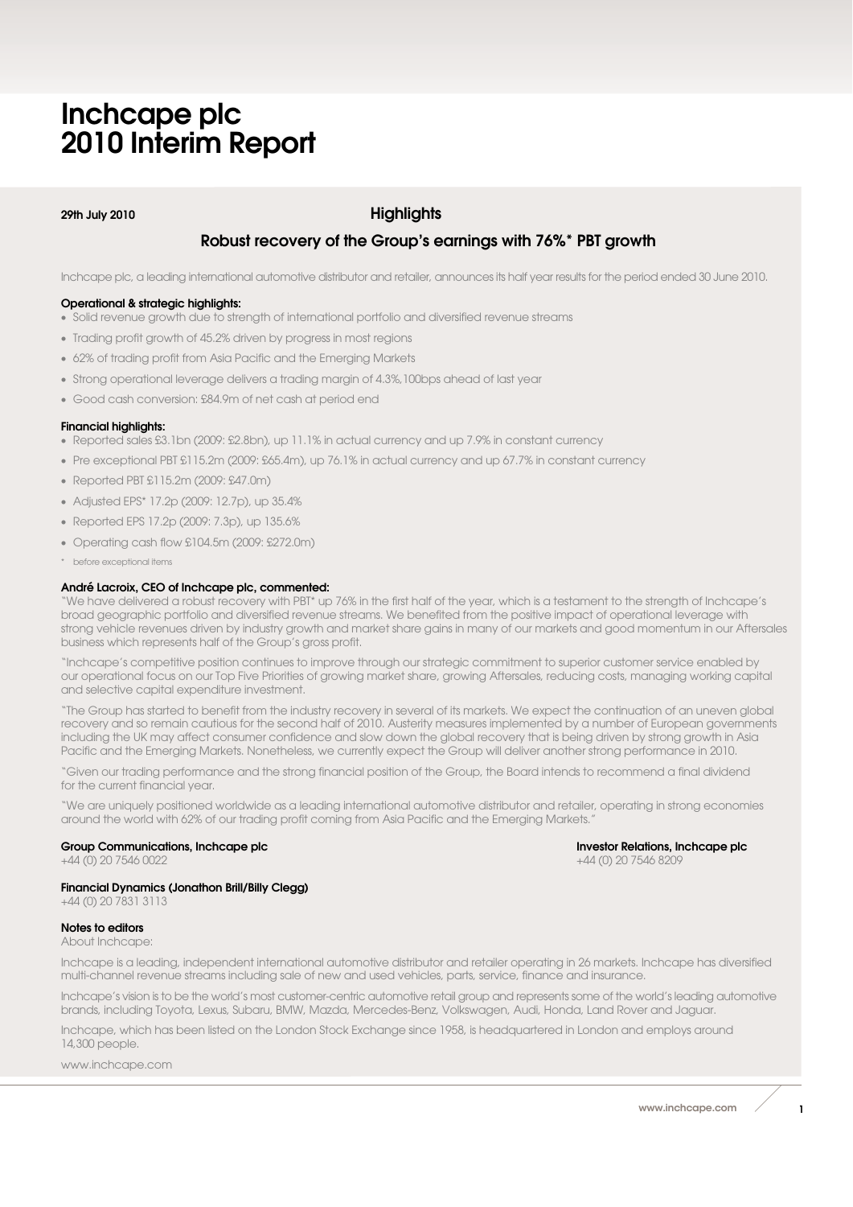# Inchcape plc
# 2010 Interim Report

**29th July 2010**

## Highlights

### Robust recovery of the Group's earnings with 76%* PBT growth

Inchcape plc, a leading international automotive distributor and retailer, announces its half year results for the period ended 30 June 2010.

**Operational & strategic highlights:**

- Solid revenue growth due to strength of international portfolio and diversified revenue streams
- Trading profit growth of 45.2% driven by progress in most regions
- 62% of trading profit from Asia Pacific and the Emerging Markets
- Strong operational leverage delivers a trading margin of 4.3%,100bps ahead of last year
- Good cash conversion: £84.9m of net cash at period end

**Financial highlights:**

- Reported sales £3.1bn (2009: £2.8bn), up 11.1% in actual currency and up 7.9% in constant currency
- Pre exceptional PBT £115.2m (2009: £65.4m), up 76.1% in actual currency and up 67.7% in constant currency
- Reported PBT £115.2m (2009: £47.0m)
- Adjusted EPS* 17.2p (2009: 12.7p), up 35.4%
- Reported EPS 17.2p (2009: 7.3p), up 135.6%
- Operating cash flow £104.5m (2009: £272.0m)

\* before exceptional items

**André Lacroix, CEO of Inchcape plc, commented:**

"We have delivered a robust recovery with PBT* up 76% in the first half of the year, which is a testament to the strength of Inchcape's broad geographic portfolio and diversified revenue streams. We benefited from the positive impact of operational leverage with strong vehicle revenues driven by industry growth and market share gains in many of our markets and good momentum in our Aftersales business which represents half of the Group's gross profit.

"Inchcape's competitive position continues to improve through our strategic commitment to superior customer service enabled by our operational focus on our Top Five Priorities of growing market share, growing Aftersales, reducing costs, managing working capital and selective capital expenditure investment.

"The Group has started to benefit from the industry recovery in several of its markets. We expect the continuation of an uneven global recovery and so remain cautious for the second half of 2010. Austerity measures implemented by a number of European governments including the UK may affect consumer confidence and slow down the global recovery that is being driven by strong growth in Asia Pacific and the Emerging Markets. Nonetheless, we currently expect the Group will deliver another strong performance in 2010.

"Given our trading performance and the strong financial position of the Group, the Board intends to recommend a final dividend for the current financial year.

"We are uniquely positioned worldwide as a leading international automotive distributor and retailer, operating in strong economies around the world with 62% of our trading profit coming from Asia Pacific and the Emerging Markets."

**Group Communications, Inchcape plc**
+44 (0) 20 7546 0022

**Investor Relations, Inchcape plc**
+44 (0) 20 7546 8209

**Financial Dynamics (Jonathon Brill/Billy Clegg)**
+44 (0) 20 7831 3113

**Notes to editors**
About Inchcape:

Inchcape is a leading, independent international automotive distributor and retailer operating in 26 markets. Inchcape has diversified multi-channel revenue streams including sale of new and used vehicles, parts, service, finance and insurance.

Inchcape's vision is to be the world's most customer-centric automotive retail group and represents some of the world's leading automotive brands, including Toyota, Lexus, Subaru, BMW, Mazda, Mercedes-Benz, Volkswagen, Audi, Honda, Land Rover and Jaguar.

Inchcape, which has been listed on the London Stock Exchange since 1958, is headquartered in London and employs around 14,300 people.

www.inchcape.com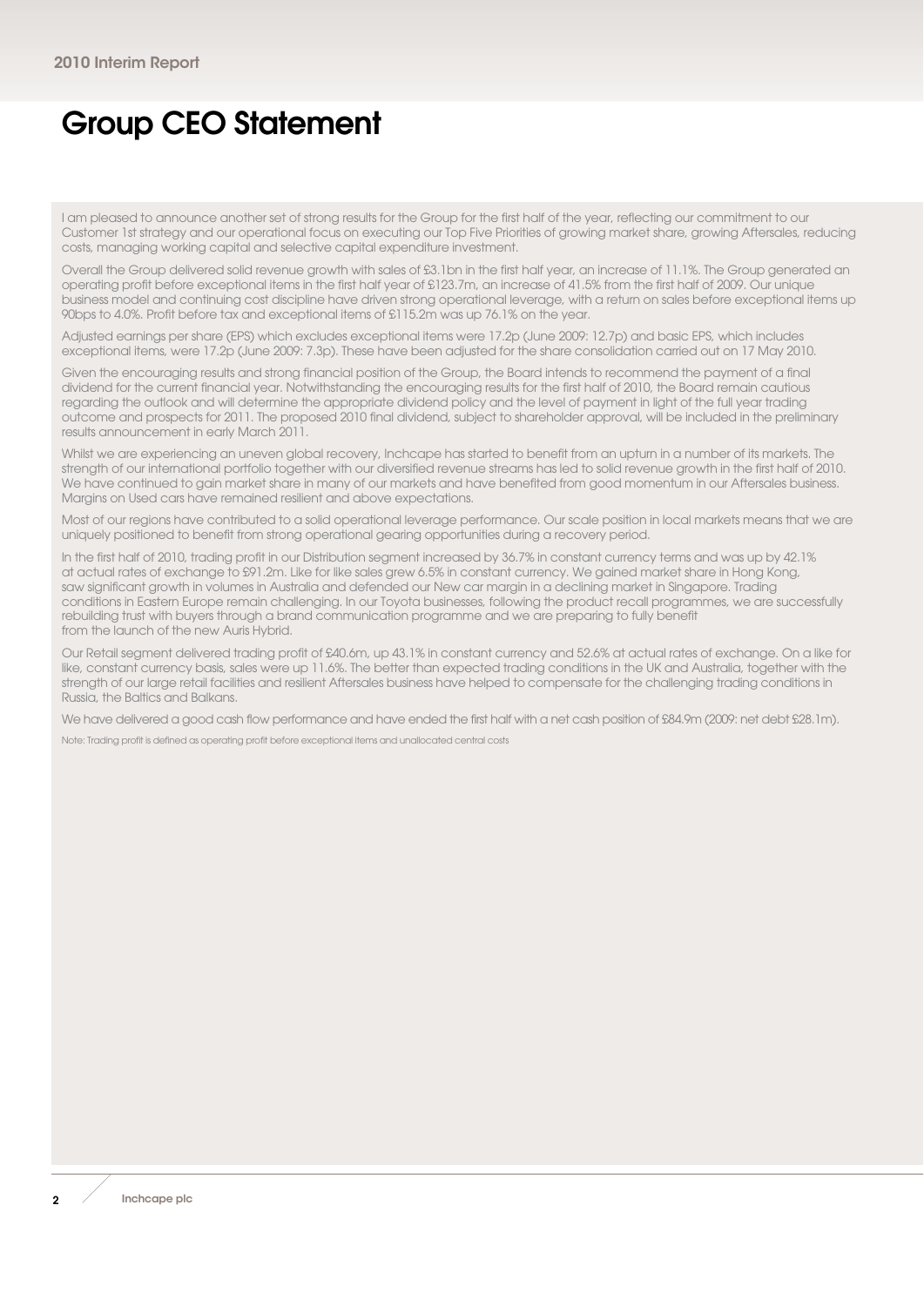# Group CEO Statement

I am pleased to announce another set of strong results for the Group for the first half of the year, reflecting our commitment to our Customer 1st strategy and our operational focus on executing our Top Five Priorities of growing market share, growing Aftersales, reducing costs, managing working capital and selective capital expenditure investment.

Overall the Group delivered solid revenue growth with sales of £3.1bn in the first half year, an increase of 11.1%. The Group generated an operating profit before exceptional items in the first half year of £123.7m, an increase of 41.5% from the first half of 2009. Our unique business model and continuing cost discipline have driven strong operational leverage, with a return on sales before exceptional items up 90bps to 4.0%. Profit before tax and exceptional items of £115.2m was up 76.1% on the year.

Adjusted earnings per share (EPS) which excludes exceptional items were 17.2p (June 2009: 12.7p) and basic EPS, which includes exceptional items, were 17.2p (June 2009: 7.3p). These have been adjusted for the share consolidation carried out on 17 May 2010.

Given the encouraging results and strong financial position of the Group, the Board intends to recommend the payment of a final dividend for the current financial year. Notwithstanding the encouraging results for the first half of 2010, the Board remain cautious regarding the outlook and will determine the appropriate dividend policy and the level of payment in light of the full year trading outcome and prospects for 2011. The proposed 2010 final dividend, subject to shareholder approval, will be included in the preliminary results announcement in early March 2011.

Whilst we are experiencing an uneven global recovery, Inchcape has started to benefit from an upturn in a number of its markets. The strength of our international portfolio together with our diversified revenue streams has led to solid revenue growth in the first half of 2010. We have continued to gain market share in many of our markets and have benefited from good momentum in our Aftersales business. Margins on Used cars have remained resilient and above expectations.

Most of our regions have contributed to a solid operational leverage performance. Our scale position in local markets means that we are uniquely positioned to benefit from strong operational gearing opportunities during a recovery period.

In the first half of 2010, trading profit in our Distribution segment increased by 36.7% in constant currency terms and was up by 42.1% at actual rates of exchange to £91.2m. Like for like sales grew 6.5% in constant currency. We gained market share in Hong Kong, saw significant growth in volumes in Australia and defended our New car margin in a declining market in Singapore. Trading conditions in Eastern Europe remain challenging. In our Toyota businesses, following the product recall programmes, we are successfully rebuilding trust with buyers through a brand communication programme and we are preparing to fully benefit from the launch of the new Auris Hybrid.

Our Retail segment delivered trading profit of £40.6m, up 43.1% in constant currency and 52.6% at actual rates of exchange. On a like for like, constant currency basis, sales were up 11.6%. The better than expected trading conditions in the UK and Australia, together with the strength of our large retail facilities and resilient Aftersales business have helped to compensate for the challenging trading conditions in Russia, the Baltics and Balkans.

We have delivered a good cash flow performance and have ended the first half with a net cash position of £84.9m (2009: net debt £28.1m).

Note: Trading profit is defined as operating profit before exceptional items and unallocated central costs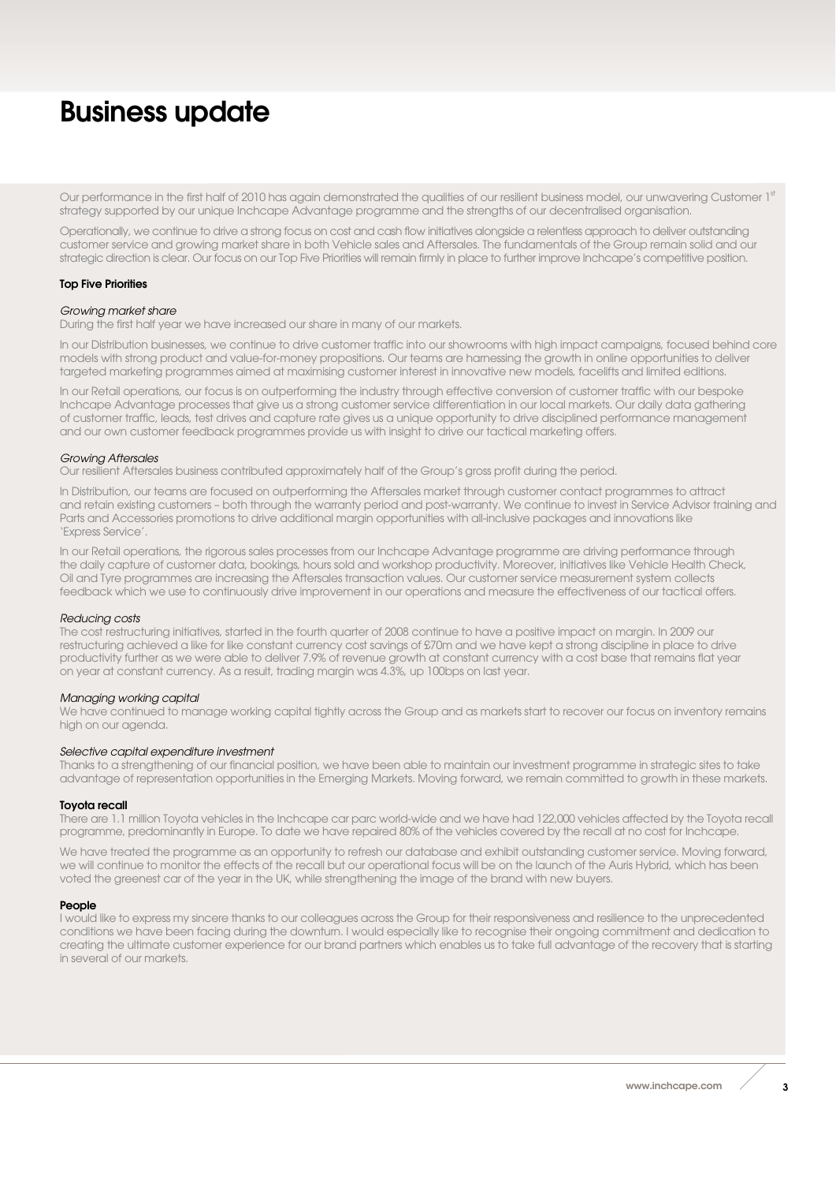# Business update

Our performance in the first half of 2010 has again demonstrated the qualities of our resilient business model, our unwavering Customer 1st strategy supported by our unique Inchcape Advantage programme and the strengths of our decentralised organisation.

Operationally, we continue to drive a strong focus on cost and cash flow initiatives alongside a relentless approach to deliver outstanding customer service and growing market share in both Vehicle sales and Aftersales. The fundamentals of the Group remain solid and our strategic direction is clear. Our focus on our Top Five Priorities will remain firmly in place to further improve Inchcape's competitive position.

**Top Five Priorities**

*Growing market share*
During the first half year we have increased our share in many of our markets.

In our Distribution businesses, we continue to drive customer traffic into our showrooms with high impact campaigns, focused behind core models with strong product and value-for-money propositions. Our teams are harnessing the growth in online opportunities to deliver targeted marketing programmes aimed at maximising customer interest in innovative new models, facelifts and limited editions.

In our Retail operations, our focus is on outperforming the industry through effective conversion of customer traffic with our bespoke Inchcape Advantage processes that give us a strong customer service differentiation in our local markets. Our daily data gathering of customer traffic, leads, test drives and capture rate gives us a unique opportunity to drive disciplined performance management and our own customer feedback programmes provide us with insight to drive our tactical marketing offers.

*Growing Aftersales*
Our resilient Aftersales business contributed approximately half of the Group's gross profit during the period.

In Distribution, our teams are focused on outperforming the Aftersales market through customer contact programmes to attract and retain existing customers – both through the warranty period and post-warranty. We continue to invest in Service Advisor training and Parts and Accessories promotions to drive additional margin opportunities with all-inclusive packages and innovations like 'Express Service'.

In our Retail operations, the rigorous sales processes from our Inchcape Advantage programme are driving performance through the daily capture of customer data, bookings, hours sold and workshop productivity. Moreover, initiatives like Vehicle Health Check, Oil and Tyre programmes are increasing the Aftersales transaction values. Our customer service measurement system collects feedback which we use to continuously drive improvement in our operations and measure the effectiveness of our tactical offers.

*Reducing costs*
The cost restructuring initiatives, started in the fourth quarter of 2008 continue to have a positive impact on margin. In 2009 our restructuring achieved a like for like constant currency cost savings of £70m and we have kept a strong discipline in place to drive productivity further as we were able to deliver 7.9% of revenue growth at constant currency with a cost base that remains flat year on year at constant currency. As a result, trading margin was 4.3%, up 100bps on last year.

*Managing working capital*
We have continued to manage working capital tightly across the Group and as markets start to recover our focus on inventory remains high on our agenda.

*Selective capital expenditure investment*
Thanks to a strengthening of our financial position, we have been able to maintain our investment programme in strategic sites to take advantage of representation opportunities in the Emerging Markets. Moving forward, we remain committed to growth in these markets.

**Toyota recall**
There are 1.1 million Toyota vehicles in the Inchcape car parc world-wide and we have had 122,000 vehicles affected by the Toyota recall programme, predominantly in Europe. To date we have repaired 80% of the vehicles covered by the recall at no cost for Inchcape.

We have treated the programme as an opportunity to refresh our database and exhibit outstanding customer service. Moving forward, we will continue to monitor the effects of the recall but our operational focus will be on the launch of the Auris Hybrid, which has been voted the greenest car of the year in the UK, while strengthening the image of the brand with new buyers.

**People**
I would like to express my sincere thanks to our colleagues across the Group for their responsiveness and resilience to the unprecedented conditions we have been facing during the downturn. I would especially like to recognise their ongoing commitment and dedication to creating the ultimate customer experience for our brand partners which enables us to take full advantage of the recovery that is starting in several of our markets.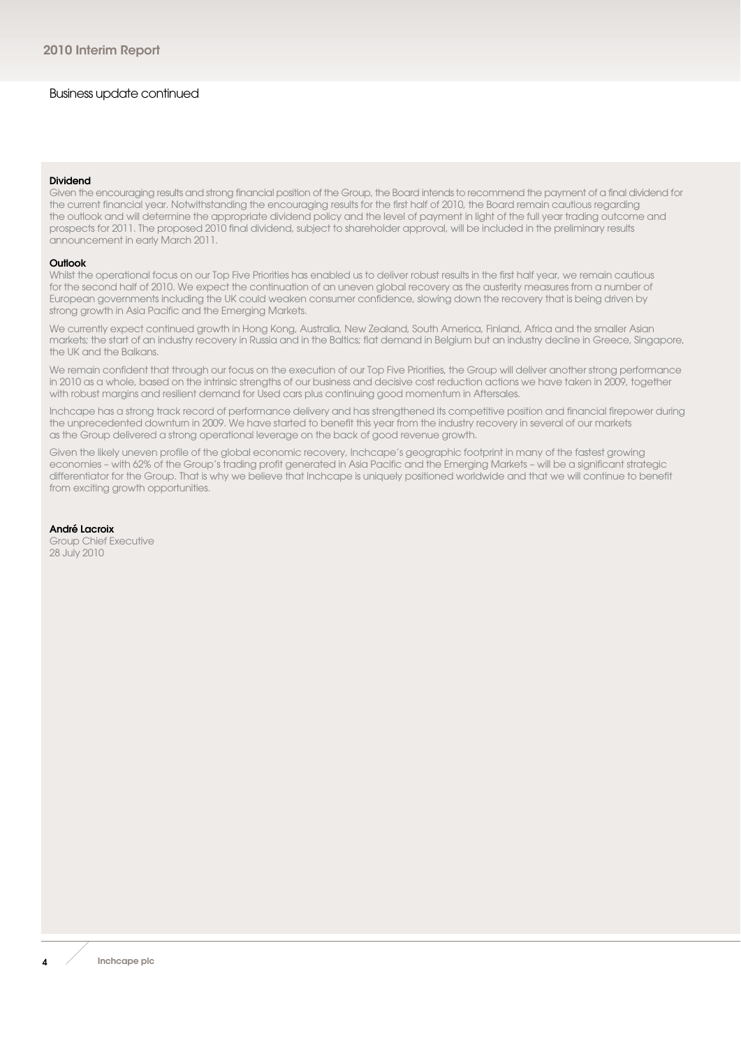## Business update continued

### Dividend

Given the encouraging results and strong financial position of the Group, the Board intends to recommend the payment of a final dividend for the current financial year. Notwithstanding the encouraging results for the first half of 2010, the Board remain cautious regarding the outlook and will determine the appropriate dividend policy and the level of payment in light of the full year trading outcome and prospects for 2011. The proposed 2010 final dividend, subject to shareholder approval, will be included in the preliminary results announcement in early March 2011.

### Outlook

Whilst the operational focus on our Top Five Priorities has enabled us to deliver robust results in the first half year, we remain cautious for the second half of 2010. We expect the continuation of an uneven global recovery as the austerity measures from a number of European governments including the UK could weaken consumer confidence, slowing down the recovery that is being driven by strong growth in Asia Pacific and the Emerging Markets.

We currently expect continued growth in Hong Kong, Australia, New Zealand, South America, Finland, Africa and the smaller Asian markets; the start of an industry recovery in Russia and in the Baltics; flat demand in Belgium but an industry decline in Greece, Singapore, the UK and the Balkans.

We remain confident that through our focus on the execution of our Top Five Priorities, the Group will deliver another strong performance in 2010 as a whole, based on the intrinsic strengths of our business and decisive cost reduction actions we have taken in 2009, together with robust margins and resilient demand for Used cars plus continuing good momentum in Aftersales.

Inchcape has a strong track record of performance delivery and has strengthened its competitive position and financial firepower during the unprecedented downturn in 2009. We have started to benefit this year from the industry recovery in several of our markets as the Group delivered a strong operational leverage on the back of good revenue growth.

Given the likely uneven profile of the global economic recovery, Inchcape's geographic footprint in many of the fastest growing economies – with 62% of the Group's trading profit generated in Asia Pacific and the Emerging Markets – will be a significant strategic differentiator for the Group. That is why we believe that Inchcape is uniquely positioned worldwide and that we will continue to benefit from exciting growth opportunities.

**André Lacroix**
Group Chief Executive
28 July 2010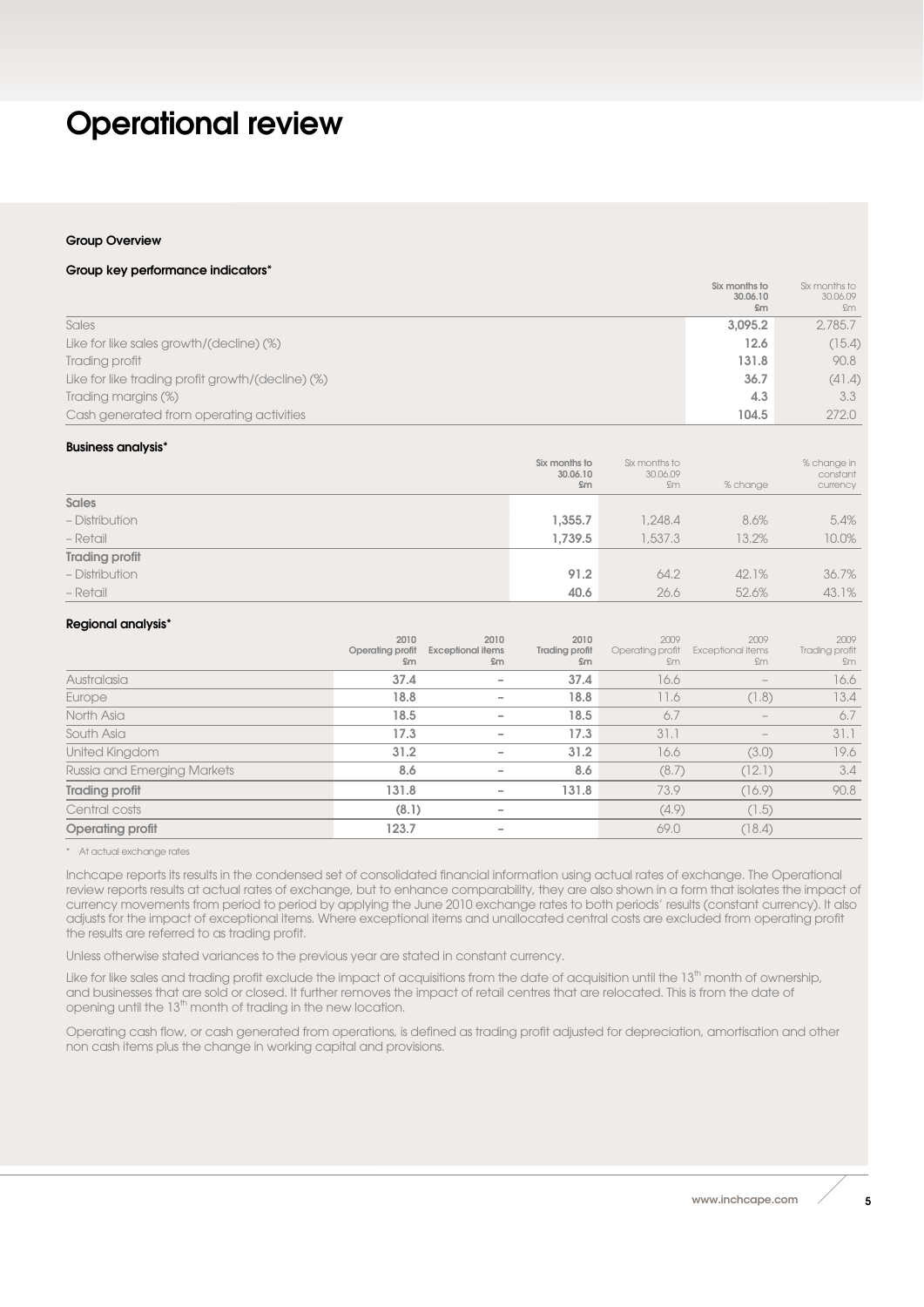# Operational review

### Group Overview

#### Group key performance indicators*

| | Six months to 30.06.10 £m | Six months to 30.06.09 £m |
|---|---|---|
| Sales | 3,095.2 | 2,785.7 |
| Like for like sales growth/(decline) (%) | 12.6 | (15.4) |
| Trading profit | 131.8 | 90.8 |
| Like for like trading profit growth/(decline) (%) | 36.7 | (41.4) |
| Trading margins (%) | 4.3 | 3.3 |
| Cash generated from operating activities | 104.5 | 272.0 |

#### Business analysis*

| | Six months to 30.06.10 £m | Six months to 30.06.09 £m | % change | % change in constant currency |
|---|---|---|---|---|
| **Sales** | | | | |
| – Distribution | 1,355.7 | 1,248.4 | 8.6% | 5.4% |
| – Retail | 1,739.5 | 1,537.3 | 13.2% | 10.0% |
| **Trading profit** | | | | |
| – Distribution | 91.2 | 64.2 | 42.1% | 36.7% |
| – Retail | 40.6 | 26.6 | 52.6% | 43.1% |

#### Regional analysis*

| | 2010 Operating profit £m | 2010 Exceptional items £m | 2010 Trading profit £m | 2009 Operating profit £m | 2009 Exceptional items £m | 2009 Trading profit £m |
|---|---|---|---|---|---|---|
| Australasia | 37.4 | – | 37.4 | 16.6 | – | 16.6 |
| Europe | 18.8 | – | 18.8 | 11.6 | (1.8) | 13.4 |
| North Asia | 18.5 | – | 18.5 | 6.7 | – | 6.7 |
| South Asia | 17.3 | – | 17.3 | 31.1 | – | 31.1 |
| United Kingdom | 31.2 | – | 31.2 | 16.6 | (3.0) | 19.6 |
| Russia and Emerging Markets | 8.6 | – | 8.6 | (8.7) | (12.1) | 3.4 |
| **Trading profit** | 131.8 | – | 131.8 | 73.9 | (16.9) | 90.8 |
| Central costs | (8.1) | – | | (4.9) | (1.5) | |
| **Operating profit** | 123.7 | – | | 69.0 | (18.4) | |

\* At actual exchange rates

Inchcape reports its results in the condensed set of consolidated financial information using actual rates of exchange. The Operational review reports results at actual rates of exchange, but to enhance comparability, they are also shown in a form that isolates the impact of currency movements from period to period by applying the June 2010 exchange rates to both periods' results (constant currency). It also adjusts for the impact of exceptional items. Where exceptional items and unallocated central costs are excluded from operating profit the results are referred to as trading profit.

Unless otherwise stated variances to the previous year are stated in constant currency.

Like for like sales and trading profit exclude the impact of acquisitions from the date of acquisition until the 13th month of ownership, and businesses that are sold or closed. It further removes the impact of retail centres that are relocated. This is from the date of opening until the 13th month of trading in the new location.

Operating cash flow, or cash generated from operations, is defined as trading profit adjusted for depreciation, amortisation and other non cash items plus the change in working capital and provisions.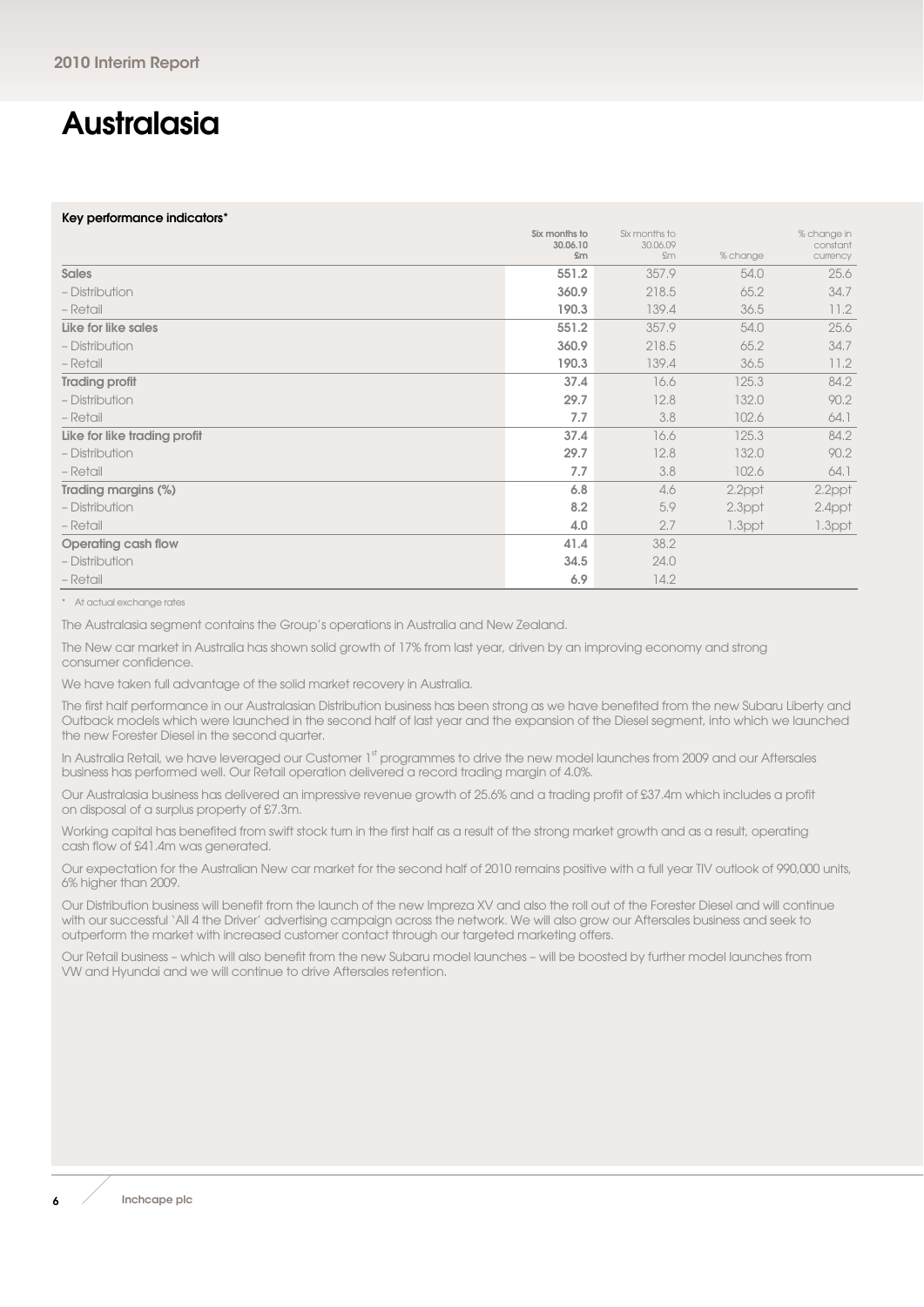# Australasia

**Key performance indicators***

| | Six months to 30.06.10 £m | Six months to 30.06.09 £m | % change | % change in constant currency |
|---|---|---|---|---|
| **Sales** | **551.2** | 357.9 | 54.0 | 25.6 |
| – Distribution | **360.9** | 218.5 | 65.2 | 34.7 |
| – Retail | **190.3** | 139.4 | 36.5 | 11.2 |
| **Like for like sales** | **551.2** | 357.9 | 54.0 | 25.6 |
| – Distribution | **360.9** | 218.5 | 65.2 | 34.7 |
| – Retail | **190.3** | 139.4 | 36.5 | 11.2 |
| **Trading profit** | **37.4** | 16.6 | 125.3 | 84.2 |
| – Distribution | **29.7** | 12.8 | 132.0 | 90.2 |
| – Retail | **7.7** | 3.8 | 102.6 | 64.1 |
| **Like for like trading profit** | **37.4** | 16.6 | 125.3 | 84.2 |
| – Distribution | **29.7** | 12.8 | 132.0 | 90.2 |
| – Retail | **7.7** | 3.8 | 102.6 | 64.1 |
| **Trading margins (%)** | **6.8** | 4.6 | 2.2ppt | 2.2ppt |
| – Distribution | **8.2** | 5.9 | 2.3ppt | 2.4ppt |
| – Retail | **4.0** | 2.7 | 1.3ppt | 1.3ppt |
| **Operating cash flow** | **41.4** | 38.2 | | |
| – Distribution | **34.5** | 24.0 | | |
| – Retail | **6.9** | 14.2 | | |

\* At actual exchange rates

The Australasia segment contains the Group's operations in Australia and New Zealand.

The New car market in Australia has shown solid growth of 17% from last year, driven by an improving economy and strong consumer confidence.

We have taken full advantage of the solid market recovery in Australia.

The first half performance in our Australasian Distribution business has been strong as we have benefited from the new Subaru Liberty and Outback models which were launched in the second half of last year and the expansion of the Diesel segment, into which we launched the new Forester Diesel in the second quarter.

In Australia Retail, we have leveraged our Customer 1st programmes to drive the new model launches from 2009 and our Aftersales business has performed well. Our Retail operation delivered a record trading margin of 4.0%.

Our Australasia business has delivered an impressive revenue growth of 25.6% and a trading profit of £37.4m which includes a profit on disposal of a surplus property of £7.3m.

Working capital has benefited from swift stock turn in the first half as a result of the strong market growth and as a result, operating cash flow of £41.4m was generated.

Our expectation for the Australian New car market for the second half of 2010 remains positive with a full year TIV outlook of 990,000 units, 6% higher than 2009.

Our Distribution business will benefit from the launch of the new Impreza XV and also the roll out of the Forester Diesel and will continue with our successful 'All 4 the Driver' advertising campaign across the network. We will also grow our Aftersales business and seek to outperform the market with increased customer contact through our targeted marketing offers.

Our Retail business – which will also benefit from the new Subaru model launches – will be boosted by further model launches from VW and Hyundai and we will continue to drive Aftersales retention.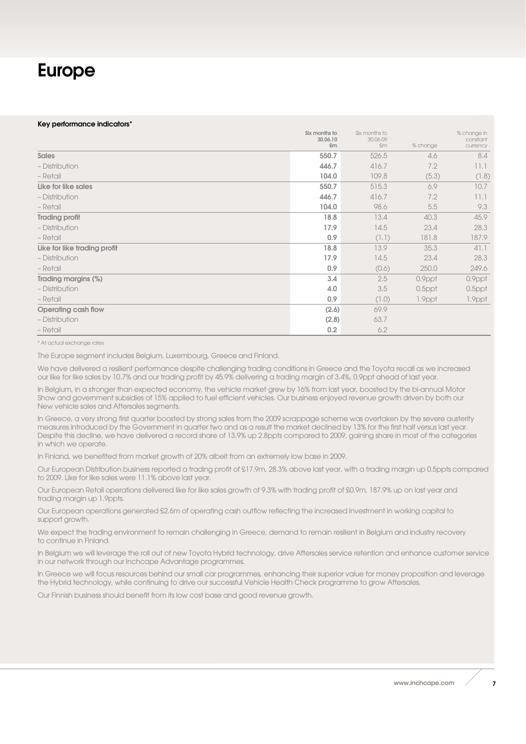# Europe

**Key performance indicators***

| | Six months to 30.06.10 £m | Six months to 30.06.09 £m | % change | % change in constant currency |
|---|---|---|---|---|
| **Sales** | **550.7** | 526.5 | 4.6 | 8.4 |
| – Distribution | **446.7** | 416.7 | 7.2 | 11.1 |
| – Retail | **104.0** | 109.8 | (5.3) | (1.8) |
| **Like for like sales** | **550.7** | 515.3 | 6.9 | 10.7 |
| – Distribution | **446.7** | 416.7 | 7.2 | 11.1 |
| – Retail | **104.0** | 98.6 | 5.5 | 9.3 |
| **Trading profit** | **18.8** | 13.4 | 40.3 | 45.9 |
| – Distribution | **17.9** | 14.5 | 23.4 | 28.3 |
| – Retail | **0.9** | (1.1) | 181.8 | 187.9 |
| **Like for like trading profit** | **18.8** | 13.9 | 35.3 | 41.1 |
| – Distribution | **17.9** | 14.5 | 23.4 | 28.3 |
| – Retail | **0.9** | (0.6) | 250.0 | 249.6 |
| **Trading margins (%)** | **3.4** | 2.5 | 0.9ppt | 0.9ppt |
| – Distribution | **4.0** | 3.5 | 0.5ppt | 0.5ppt |
| – Retail | **0.9** | (1.0) | 1.9ppt | 1.9ppt |
| **Operating cash flow** | **(2.6)** | 69.9 | | |
| – Distribution | **(2.8)** | 63.7 | | |
| – Retail | **0.2** | 6.2 | | |

\* At actual exchange rates

The Europe segment includes Belgium, Luxembourg, Greece and Finland.

We have delivered a resilient performance despite challenging trading conditions in Greece and the Toyota recall as we increased our like for like sales by 10.7% and our trading profit by 45.9% delivering a trading margin of 3.4%, 0.9ppt ahead of last year.

In Belgium, in a stronger than expected economy, the vehicle market grew by 16% from last year, boosted by the bi-annual Motor Show and government subsidies of 15% applied to fuel efficient vehicles. Our business enjoyed revenue growth driven by both our New vehicle sales and Aftersales segments.

In Greece, a very strong first quarter boosted by strong sales from the 2009 scrappage scheme was overtaken by the severe austerity measures introduced by the Government in quarter two and as a result the market declined by 13% for the first half versus last year. Despite this decline, we have delivered a record share of 13.9% up 2.8ppts compared to 2009, gaining share in most of the categories in which we operate.

In Finland, we benefited from market growth of 20% albeit from an extremely low base in 2009.

Our European Distribution business reported a trading profit of £17.9m, 28.3% above last year, with a trading margin up 0.5ppts compared to 2009. Like for like sales were 11.1% above last year.

Our European Retail operations delivered like for like sales growth of 9.3% with trading profit of £0.9m, 187.9% up on last year and trading margin up 1.9ppts.

Our European operations generated £2.6m of operating cash outflow reflecting the increased investment in working capital to support growth.

We expect the trading environment to remain challenging in Greece, demand to remain resilient in Belgium and industry recovery to continue in Finland.

In Belgium we will leverage the roll out of new Toyota Hybrid technology, drive Aftersales service retention and enhance customer service in our network through our Inchcape Advantage programmes.

In Greece we will focus resources behind our small car programmes, enhancing their superior value for money proposition and leverage the Hybrid technology, while continuing to drive our successful Vehicle Health Check programme to grow Aftersales.

Our Finnish business should benefit from its low cost base and good revenue growth.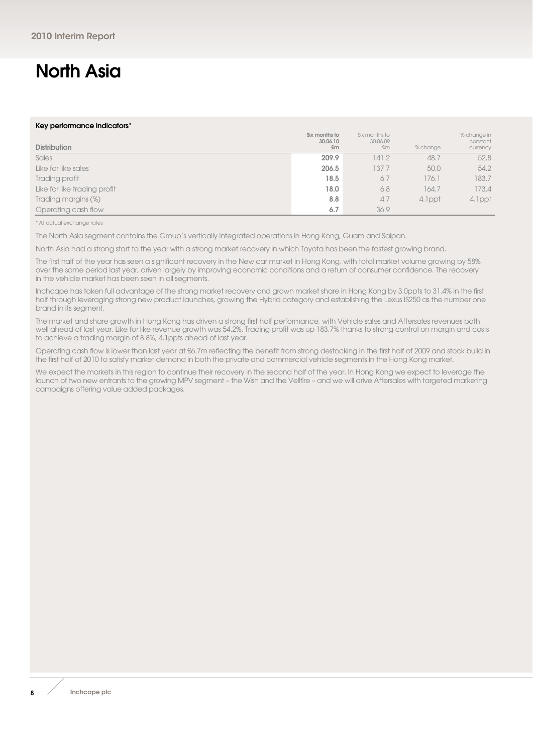# North Asia

**Key performance indicators***

| Distribution | Six months to 30.06.10 £m | Six months to 30.06.09 £m | % change | % change in constant currency |
|---|---|---|---|---|
| Sales | **209.9** | 141.2 | 48.7 | 52.8 |
| Like for like sales | **206.5** | 137.7 | 50.0 | 54.2 |
| Trading profit | **18.5** | 6.7 | 176.1 | 183.7 |
| Like for like trading profit | **18.0** | 6.8 | 164.7 | 173.4 |
| Trading margins (%) | **8.8** | 4.7 | 4.1ppt | 4.1ppt |
| Operating cash flow | **6.7** | 36.9 | | |

* At actual exchange rates

The North Asia segment contains the Group's vertically integrated operations in Hong Kong, Guam and Saipan.

North Asia had a strong start to the year with a strong market recovery in which Toyota has been the fastest growing brand.

The first half of the year has seen a significant recovery in the New car market in Hong Kong, with total market volume growing by 58% over the same period last year, driven largely by improving economic conditions and a return of consumer confidence. The recovery in the vehicle market has been seen in all segments.

Inchcape has taken full advantage of the strong market recovery and grown market share in Hong Kong by 3.0ppts to 31.4% in the first half through leveraging strong new product launches, growing the Hybrid category and establishing the Lexus IS250 as the number one brand in its segment.

The market and share growth in Hong Kong has driven a strong first half performance, with Vehicle sales and Aftersales revenues both well ahead of last year. Like for like revenue growth was 54.2%. Trading profit was up 183.7% thanks to strong control on margin and costs to achieve a trading margin of 8.8%, 4.1ppts ahead of last year.

Operating cash flow is lower than last year at £6.7m reflecting the benefit from strong destocking in the first half of 2009 and stock build in the first half of 2010 to satisfy market demand in both the private and commercial vehicle segments in the Hong Kong market.

We expect the markets in this region to continue their recovery in the second half of the year. In Hong Kong we expect to leverage the launch of two new entrants to the growing MPV segment – the Wish and the Vellfire – and we will drive Aftersales with targeted marketing campaigns offering value added packages.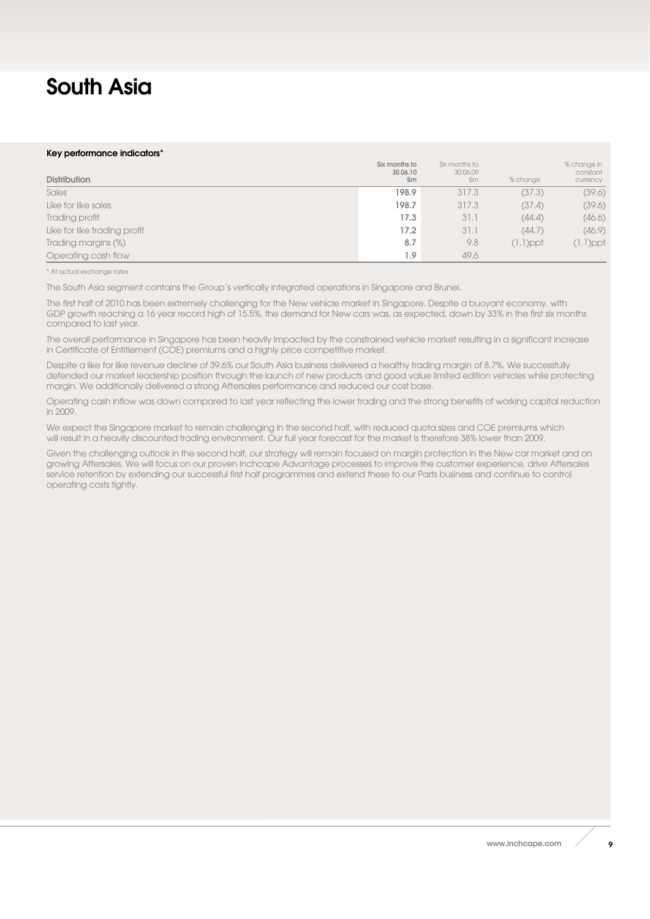# South Asia

### Key performance indicators*

| Distribution | Six months to 30.06.10 £m | Six months to 30.06.09 £m | % change | % change in constant currency |
|---|---|---|---|---|
| Sales | **198.9** | 317.3 | (37.3) | (39.6) |
| Like for like sales | **198.7** | 317.3 | (37.4) | (39.6) |
| Trading profit | **17.3** | 31.1 | (44.4) | (46.6) |
| Like for like trading profit | **17.2** | 31.1 | (44.7) | (46.9) |
| Trading margins (%) | **8.7** | 9.8 | (1.1)ppt | (1.1)ppt |
| Operating cash flow | **1.9** | 49.6 | | |

\* At actual exchange rates

The South Asia segment contains the Group's vertically integrated operations in Singapore and Brunei.

The first half of 2010 has been extremely challenging for the New vehicle market in Singapore. Despite a buoyant economy, with GDP growth reaching a 16 year record high of 15.5%, the demand for New cars was, as expected, down by 33% in the first six months compared to last year.

The overall performance in Singapore has been heavily impacted by the constrained vehicle market resulting in a significant increase in Certificate of Entitlement (COE) premiums and a highly price competitive market.

Despite a like for like revenue decline of 39.6% our South Asia business delivered a healthy trading margin of 8.7%. We successfully defended our market leadership position through the launch of new products and good value limited edition vehicles while protecting margin. We additionally delivered a strong Aftersales performance and reduced our cost base.

Operating cash inflow was down compared to last year reflecting the lower trading and the strong benefits of working capital reduction in 2009.

We expect the Singapore market to remain challenging in the second half, with reduced quota sizes and COE premiums which will result in a heavily discounted trading environment. Our full year forecast for the market is therefore 38% lower than 2009.

Given the challenging outlook in the second half, our strategy will remain focused on margin protection in the New car market and on growing Aftersales. We will focus on our proven Inchcape Advantage processes to improve the customer experience, drive Aftersales service retention by extending our successful first half programmes and extend these to our Parts business and continue to control operating costs tightly.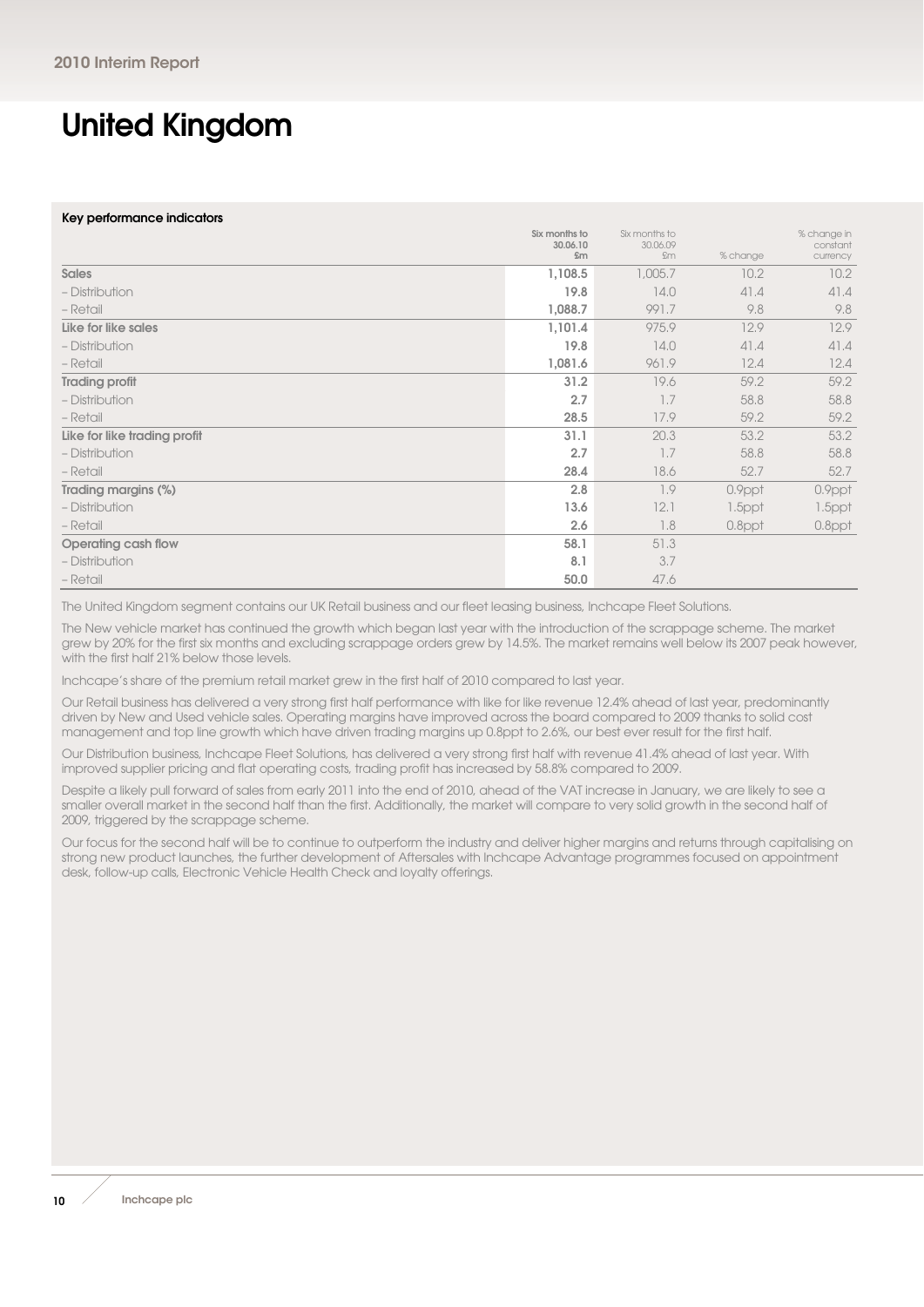# United Kingdom

**Key performance indicators**

| | Six months to 30.06.10 £m | Six months to 30.06.09 £m | % change | % change in constant currency |
|---|---|---|---|---|
| Sales | 1,108.5 | 1,005.7 | 10.2 | 10.2 |
| – Distribution | 19.8 | 14.0 | 41.4 | 41.4 |
| – Retail | 1,088.7 | 991.7 | 9.8 | 9.8 |
| Like for like sales | 1,101.4 | 975.9 | 12.9 | 12.9 |
| – Distribution | 19.8 | 14.0 | 41.4 | 41.4 |
| – Retail | 1,081.6 | 961.9 | 12.4 | 12.4 |
| Trading profit | 31.2 | 19.6 | 59.2 | 59.2 |
| – Distribution | 2.7 | 1.7 | 58.8 | 58.8 |
| – Retail | 28.5 | 17.9 | 59.2 | 59.2 |
| Like for like trading profit | 31.1 | 20.3 | 53.2 | 53.2 |
| – Distribution | 2.7 | 1.7 | 58.8 | 58.8 |
| – Retail | 28.4 | 18.6 | 52.7 | 52.7 |
| Trading margins (%) | 2.8 | 1.9 | 0.9ppt | 0.9ppt |
| – Distribution | 13.6 | 12.1 | 1.5ppt | 1.5ppt |
| – Retail | 2.6 | 1.8 | 0.8ppt | 0.8ppt |
| Operating cash flow | 58.1 | 51.3 | | |
| – Distribution | 8.1 | 3.7 | | |
| – Retail | 50.0 | 47.6 | | |

The United Kingdom segment contains our UK Retail business and our fleet leasing business, Inchcape Fleet Solutions.

The New vehicle market has continued the growth which began last year with the introduction of the scrappage scheme. The market grew by 20% for the first six months and excluding scrappage orders grew by 14.5%. The market remains well below its 2007 peak however, with the first half 21% below those levels.

Inchcape's share of the premium retail market grew in the first half of 2010 compared to last year.

Our Retail business has delivered a very strong first half performance with like for like revenue 12.4% ahead of last year, predominantly driven by New and Used vehicle sales. Operating margins have improved across the board compared to 2009 thanks to solid cost management and top line growth which have driven trading margins up 0.8ppt to 2.6%, our best ever result for the first half.

Our Distribution business, Inchcape Fleet Solutions, has delivered a very strong first half with revenue 41.4% ahead of last year. With improved supplier pricing and flat operating costs, trading profit has increased by 58.8% compared to 2009.

Despite a likely pull forward of sales from early 2011 into the end of 2010, ahead of the VAT increase in January, we are likely to see a smaller overall market in the second half than the first. Additionally, the market will compare to very solid growth in the second half of 2009, triggered by the scrappage scheme.

Our focus for the second half will be to continue to outperform the industry and deliver higher margins and returns through capitalising on strong new product launches, the further development of Aftersales with Inchcape Advantage programmes focused on appointment desk, follow-up calls, Electronic Vehicle Health Check and loyalty offerings.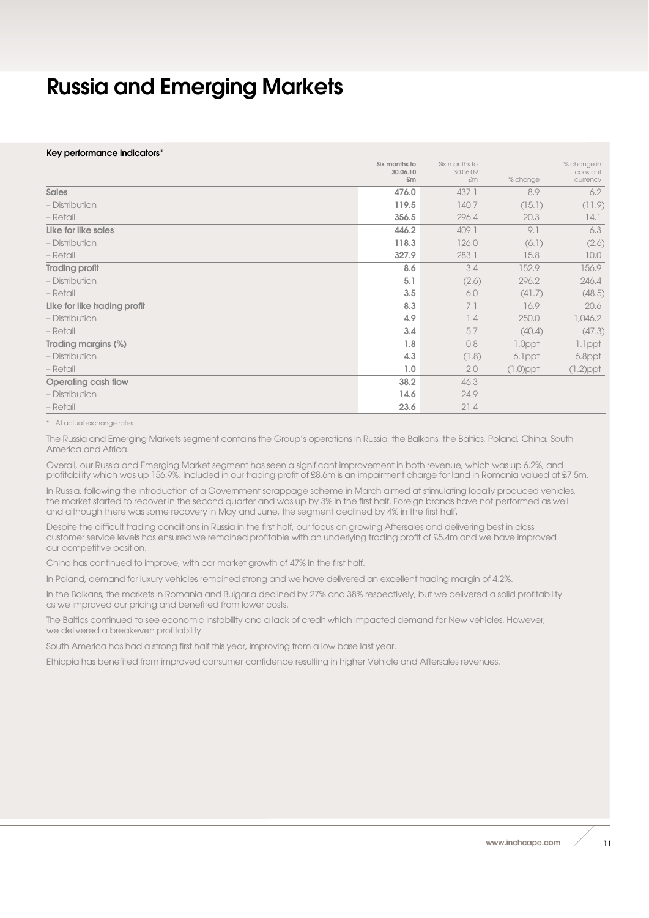# Russia and Emerging Markets

**Key performance indicators***

| | Six months to 30.06.10 £m | Six months to 30.06.09 £m | % change | % change in constant currency |
|---|---|---|---|---|
| **Sales** | **476.0** | 437.1 | 8.9 | 6.2 |
| – Distribution | **119.5** | 140.7 | (15.1) | (11.9) |
| – Retail | **356.5** | 296.4 | 20.3 | 14.1 |
| **Like for like sales** | **446.2** | 409.1 | 9.1 | 6.3 |
| – Distribution | **118.3** | 126.0 | (6.1) | (2.6) |
| – Retail | **327.9** | 283.1 | 15.8 | 10.0 |
| **Trading profit** | **8.6** | 3.4 | 152.9 | 156.9 |
| – Distribution | **5.1** | (2.6) | 296.2 | 246.4 |
| – Retail | **3.5** | 6.0 | (41.7) | (48.5) |
| **Like for like trading profit** | **8.3** | 7.1 | 16.9 | 20.6 |
| – Distribution | **4.9** | 1.4 | 250.0 | 1,046.2 |
| – Retail | **3.4** | 5.7 | (40.4) | (47.3) |
| **Trading margins (%)** | **1.8** | 0.8 | 1.0ppt | 1.1ppt |
| – Distribution | **4.3** | (1.8) | 6.1ppt | 6.8ppt |
| – Retail | **1.0** | 2.0 | (1.0)ppt | (1.2)ppt |
| **Operating cash flow** | **38.2** | 46.3 | | |
| – Distribution | **14.6** | 24.9 | | |
| – Retail | **23.6** | 21.4 | | |

* At actual exchange rates

The Russia and Emerging Markets segment contains the Group's operations in Russia, the Balkans, the Baltics, Poland, China, South America and Africa.

Overall, our Russia and Emerging Market segment has seen a significant improvement in both revenue, which was up 6.2%, and profitability which was up 156.9%. Included in our trading profit of £8.6m is an impairment charge for land in Romania valued at £7.5m.

In Russia, following the introduction of a Government scrappage scheme in March aimed at stimulating locally produced vehicles, the market started to recover in the second quarter and was up by 3% in the first half. Foreign brands have not performed as well and although there was some recovery in May and June, the segment declined by 4% in the first half.

Despite the difficult trading conditions in Russia in the first half, our focus on growing Aftersales and delivering best in class customer service levels has ensured we remained profitable with an underlying trading profit of £5.4m and we have improved our competitive position.

China has continued to improve, with car market growth of 47% in the first half.

In Poland, demand for luxury vehicles remained strong and we have delivered an excellent trading margin of 4.2%.

In the Balkans, the markets in Romania and Bulgaria declined by 27% and 38% respectively, but we delivered a solid profitability as we improved our pricing and benefited from lower costs.

The Baltics continued to see economic instability and a lack of credit which impacted demand for New vehicles. However, we delivered a breakeven profitability.

South America has had a strong first half this year, improving from a low base last year.

Ethiopia has benefited from improved consumer confidence resulting in higher Vehicle and Aftersales revenues.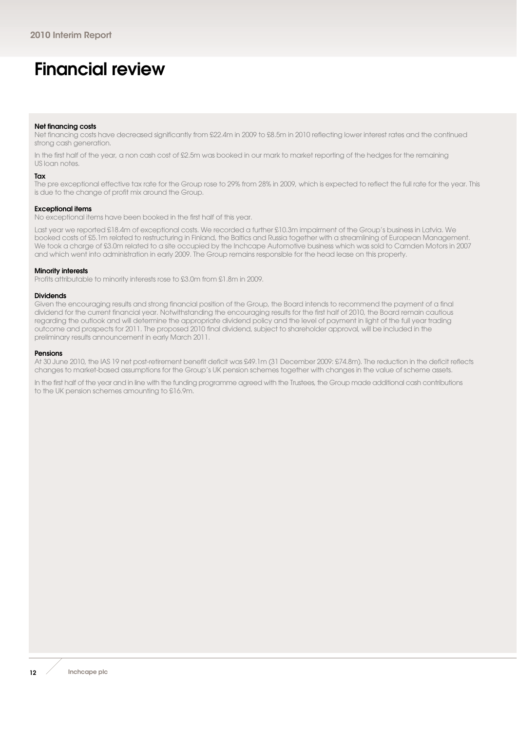# Financial review

### Net financing costs

Net financing costs have decreased significantly from £22.4m in 2009 to £8.5m in 2010 reflecting lower interest rates and the continued strong cash generation.

In the first half of the year, a non cash cost of £2.5m was booked in our mark to market reporting of the hedges for the remaining US loan notes.

### Tax

The pre exceptional effective tax rate for the Group rose to 29% from 28% in 2009, which is expected to reflect the full rate for the year. This is due to the change of profit mix around the Group.

### Exceptional items

No exceptional items have been booked in the first half of this year.

Last year we reported £18.4m of exceptional costs. We recorded a further £10.3m impairment of the Group's business in Latvia. We booked costs of £5.1m related to restructuring in Finland, the Baltics and Russia together with a streamlining of European Management. We took a charge of £3.0m related to a site occupied by the Inchcape Automotive business which was sold to Camden Motors in 2007 and which went into administration in early 2009. The Group remains responsible for the head lease on this property.

### Minority interests

Profits attributable to minority interests rose to £3.0m from £1.8m in 2009.

### Dividends

Given the encouraging results and strong financial position of the Group, the Board intends to recommend the payment of a final dividend for the current financial year. Notwithstanding the encouraging results for the first half of 2010, the Board remain cautious regarding the outlook and will determine the appropriate dividend policy and the level of payment in light of the full year trading outcome and prospects for 2011. The proposed 2010 final dividend, subject to shareholder approval, will be included in the preliminary results announcement in early March 2011.

### Pensions

At 30 June 2010, the IAS 19 net post-retirement benefit deficit was £49.1m (31 December 2009: £74.8m). The reduction in the deficit reflects changes to market-based assumptions for the Group's UK pension schemes together with changes in the value of scheme assets.

In the first half of the year and in line with the funding programme agreed with the Trustees, the Group made additional cash contributions to the UK pension schemes amounting to £16.9m.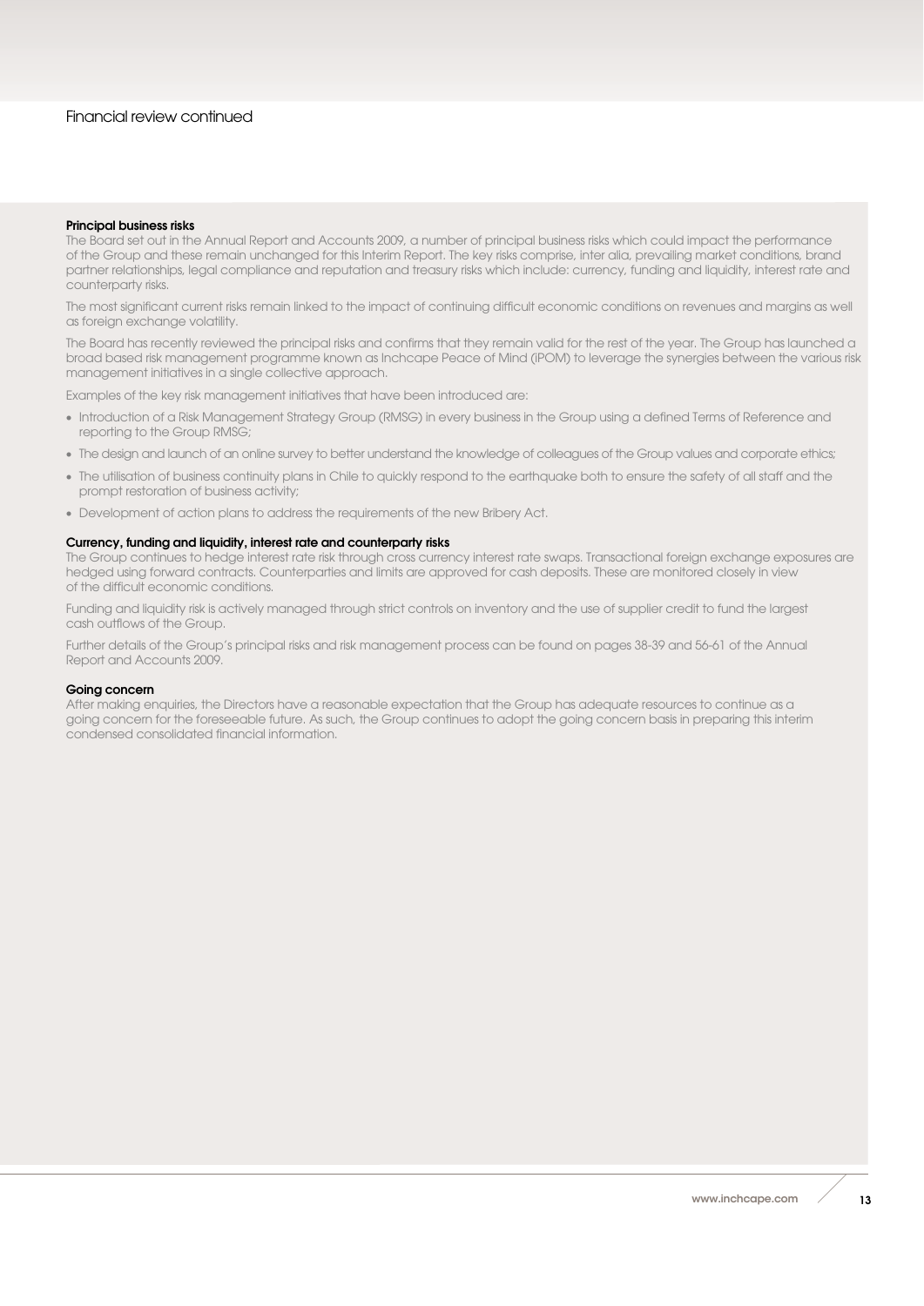# Financial review continued

### Principal business risks

The Board set out in the Annual Report and Accounts 2009, a number of principal business risks which could impact the performance of the Group and these remain unchanged for this Interim Report. The key risks comprise, inter alia, prevailing market conditions, brand partner relationships, legal compliance and reputation and treasury risks which include: currency, funding and liquidity, interest rate and counterparty risks.

The most significant current risks remain linked to the impact of continuing difficult economic conditions on revenues and margins as well as foreign exchange volatility.

The Board has recently reviewed the principal risks and confirms that they remain valid for the rest of the year. The Group has launched a broad based risk management programme known as Inchcape Peace of Mind (iPOM) to leverage the synergies between the various risk management initiatives in a single collective approach.

Examples of the key risk management initiatives that have been introduced are:

- Introduction of a Risk Management Strategy Group (RMSG) in every business in the Group using a defined Terms of Reference and reporting to the Group RMSG;
- The design and launch of an online survey to better understand the knowledge of colleagues of the Group values and corporate ethics;
- The utilisation of business continuity plans in Chile to quickly respond to the earthquake both to ensure the safety of all staff and the prompt restoration of business activity;
- Development of action plans to address the requirements of the new Bribery Act.

### Currency, funding and liquidity, interest rate and counterparty risks

The Group continues to hedge interest rate risk through cross currency interest rate swaps. Transactional foreign exchange exposures are hedged using forward contracts. Counterparties and limits are approved for cash deposits. These are monitored closely in view of the difficult economic conditions.

Funding and liquidity risk is actively managed through strict controls on inventory and the use of supplier credit to fund the largest cash outflows of the Group.

Further details of the Group's principal risks and risk management process can be found on pages 38-39 and 56-61 of the Annual Report and Accounts 2009.

### Going concern

After making enquiries, the Directors have a reasonable expectation that the Group has adequate resources to continue as a going concern for the foreseeable future. As such, the Group continues to adopt the going concern basis in preparing this interim condensed consolidated financial information.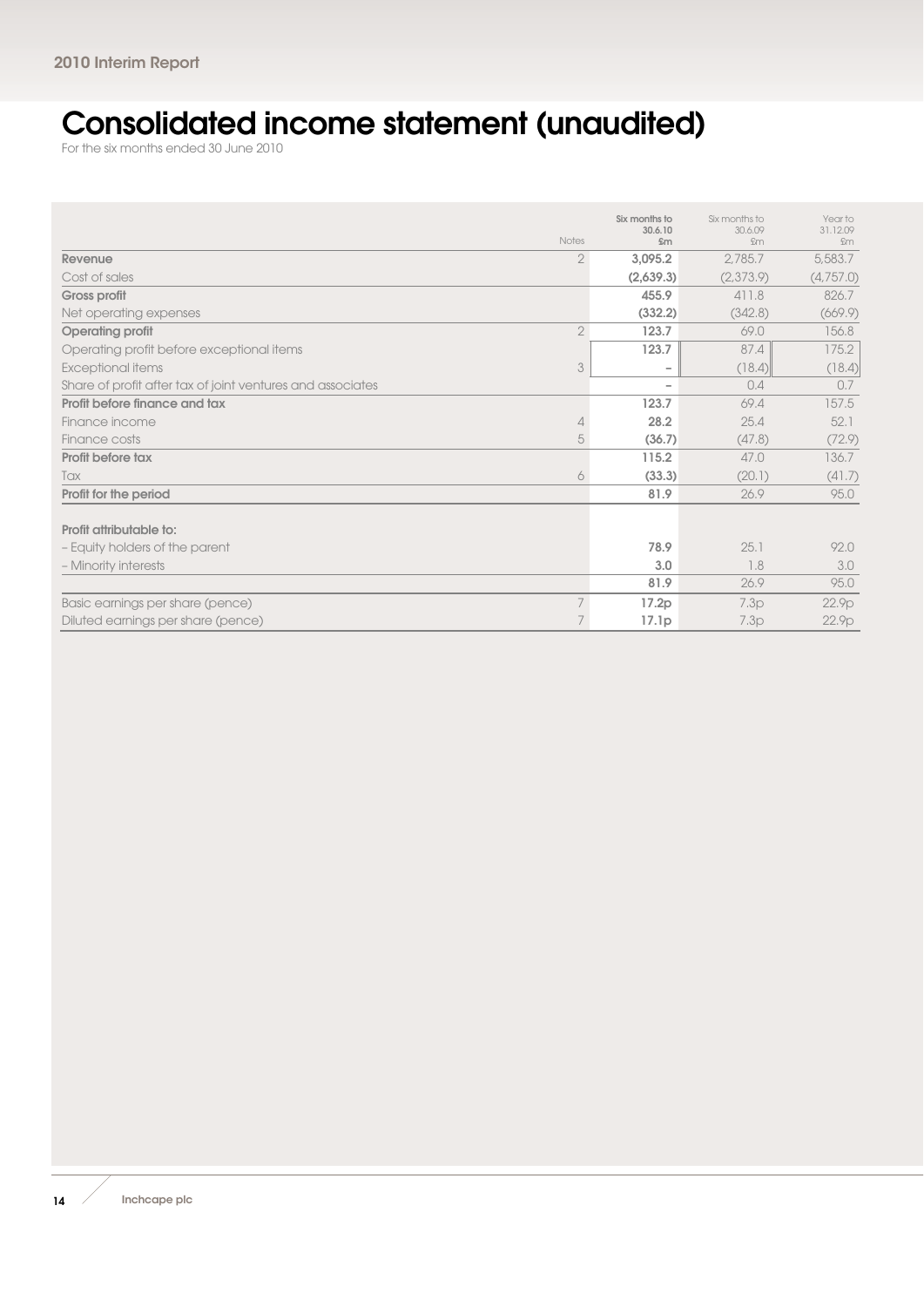# Consolidated income statement (unaudited)

For the six months ended 30 June 2010

| | Notes | Six months to 30.6.10 £m | Six months to 30.6.09 £m | Year to 31.12.09 £m |
|---|---|---|---|---|
| **Revenue** | 2 | **3,095.2** | 2,785.7 | 5,583.7 |
| Cost of sales | | **(2,639.3)** | (2,373.9) | (4,757.0) |
| **Gross profit** | | **455.9** | 411.8 | 826.7 |
| Net operating expenses | | **(332.2)** | (342.8) | (669.9) |
| **Operating profit** | 2 | **123.7** | 69.0 | 156.8 |
| Operating profit before exceptional items | | **123.7** | 87.4 | 175.2 |
| Exceptional items | 3 | **–** | (18.4) | (18.4) |
| Share of profit after tax of joint ventures and associates | | **–** | 0.4 | 0.7 |
| **Profit before finance and tax** | | **123.7** | 69.4 | 157.5 |
| Finance income | 4 | **28.2** | 25.4 | 52.1 |
| Finance costs | 5 | **(36.7)** | (47.8) | (72.9) |
| **Profit before tax** | | **115.2** | 47.0 | 136.7 |
| Tax | 6 | **(33.3)** | (20.1) | (41.7) |
| **Profit for the period** | | **81.9** | 26.9 | 95.0 |
| | | | | |
| **Profit attributable to:** | | | | |
| – Equity holders of the parent | | **78.9** | 25.1 | 92.0 |
| – Minority interests | | **3.0** | 1.8 | 3.0 |
| | | **81.9** | 26.9 | 95.0 |
| Basic earnings per share (pence) | 7 | **17.2p** | 7.3p | 22.9p |
| Diluted earnings per share (pence) | 7 | **17.1p** | 7.3p | 22.9p |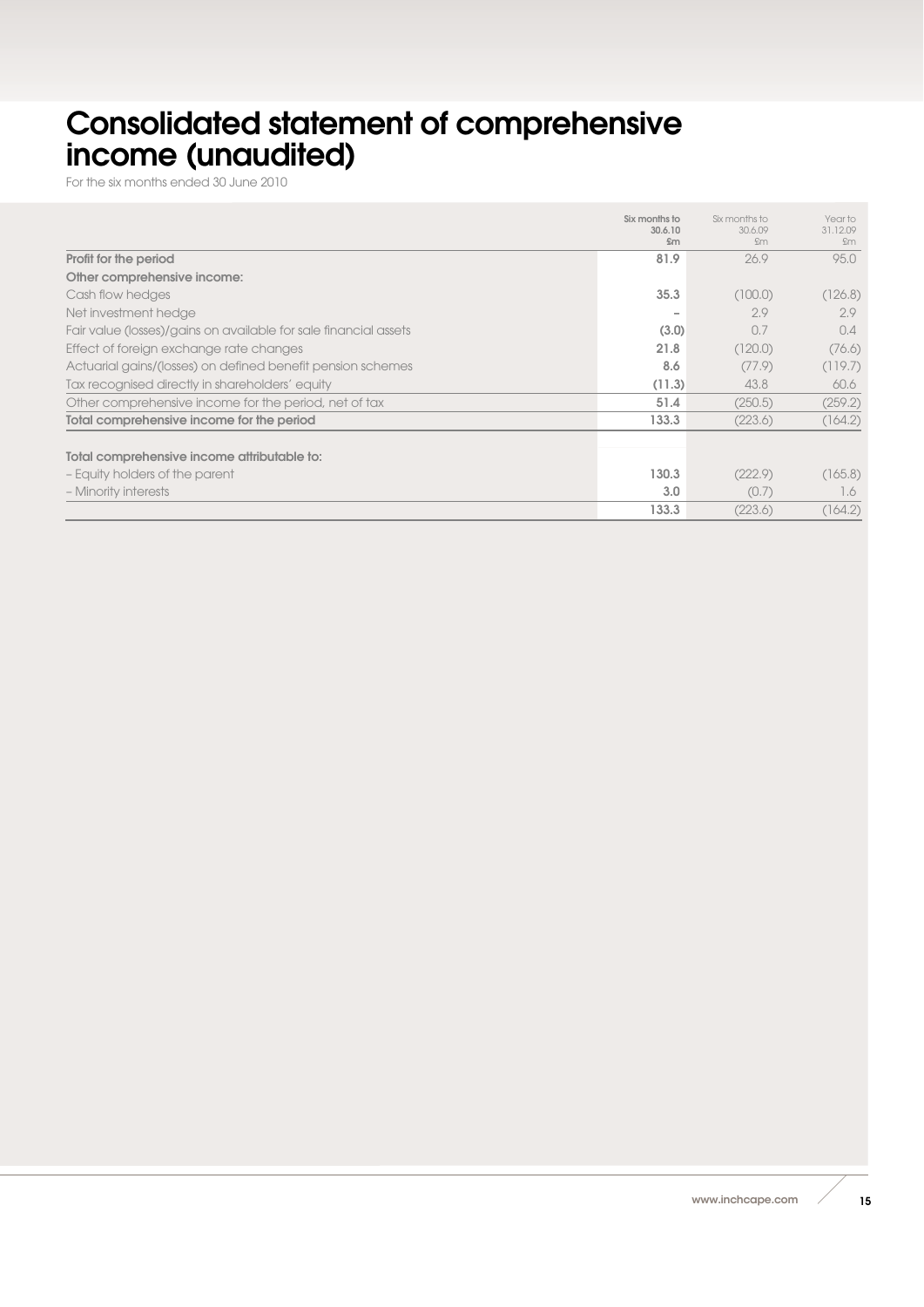# Consolidated statement of comprehensive income (unaudited)

For the six months ended 30 June 2010

| | Six months to 30.6.10 £m | Six months to 30.6.09 £m | Year to 31.12.09 £m |
|---|---|---|---|
| **Profit for the period** | **81.9** | 26.9 | 95.0 |
| **Other comprehensive income:** | | | |
| Cash flow hedges | **35.3** | (100.0) | (126.8) |
| Net investment hedge | **–** | 2.9 | 2.9 |
| Fair value (losses)/gains on available for sale financial assets | **(3.0)** | 0.7 | 0.4 |
| Effect of foreign exchange rate changes | **21.8** | (120.0) | (76.6) |
| Actuarial gains/(losses) on defined benefit pension schemes | **8.6** | (77.9) | (119.7) |
| Tax recognised directly in shareholders' equity | **(11.3)** | 43.8 | 60.6 |
| Other comprehensive income for the period, net of tax | **51.4** | (250.5) | (259.2) |
| **Total comprehensive income for the period** | **133.3** | (223.6) | (164.2) |
| | | | |
| **Total comprehensive income attributable to:** | | | |
| – Equity holders of the parent | **130.3** | (222.9) | (165.8) |
| – Minority interests | **3.0** | (0.7) | 1.6 |
| | **133.3** | (223.6) | (164.2) |

www.inchcape.com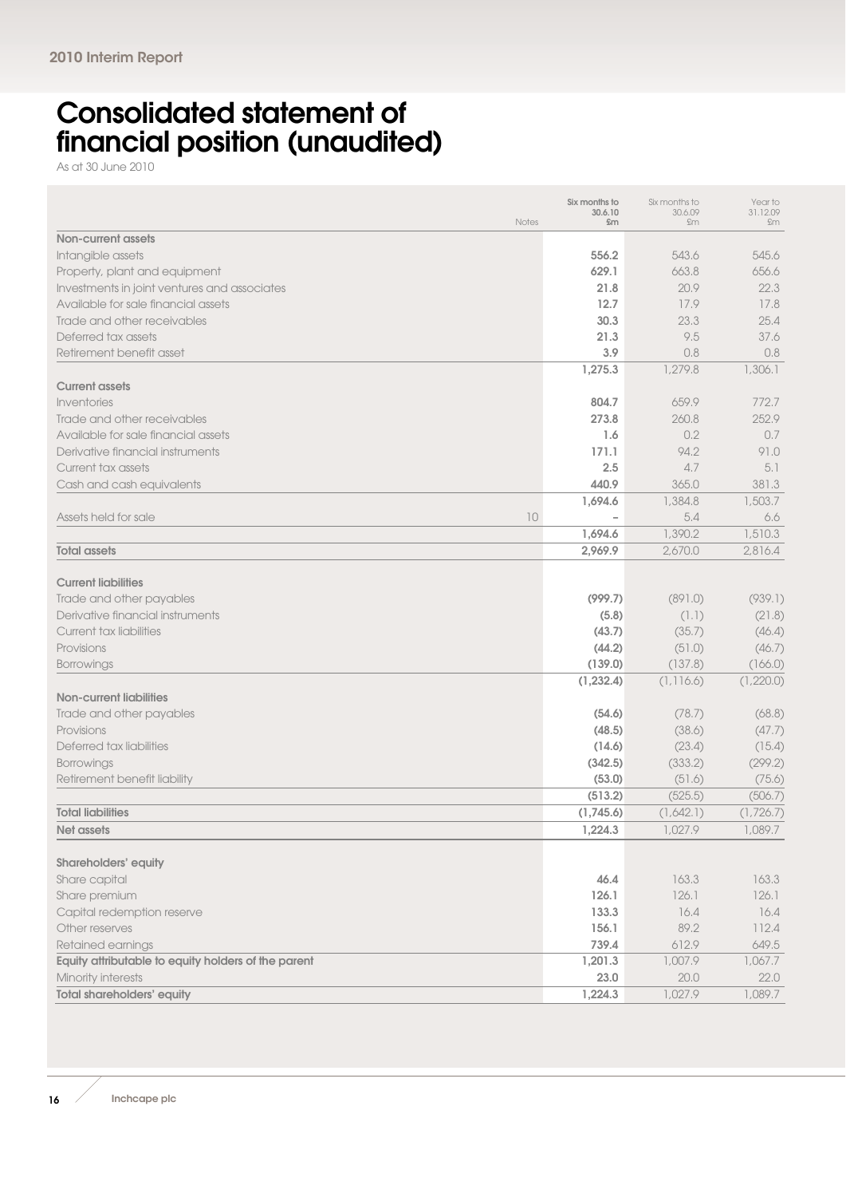# Consolidated statement of financial position (unaudited)

As at 30 June 2010

| | Notes | Six months to 30.6.10 £m | Six months to 30.6.09 £m | Year to 31.12.09 £m |
|---|---|---|---|---|
| **Non-current assets** | | | | |
| Intangible assets | | **556.2** | 543.6 | 545.6 |
| Property, plant and equipment | | **629.1** | 663.8 | 656.6 |
| Investments in joint ventures and associates | | **21.8** | 20.9 | 22.3 |
| Available for sale financial assets | | **12.7** | 17.9 | 17.8 |
| Trade and other receivables | | **30.3** | 23.3 | 25.4 |
| Deferred tax assets | | **21.3** | 9.5 | 37.6 |
| Retirement benefit asset | | **3.9** | 0.8 | 0.8 |
| | | **1,275.3** | 1,279.8 | 1,306.1 |
| **Current assets** | | | | |
| Inventories | | **804.7** | 659.9 | 772.7 |
| Trade and other receivables | | **273.8** | 260.8 | 252.9 |
| Available for sale financial assets | | **1.6** | 0.2 | 0.7 |
| Derivative financial instruments | | **171.1** | 94.2 | 91.0 |
| Current tax assets | | **2.5** | 4.7 | 5.1 |
| Cash and cash equivalents | | **440.9** | 365.0 | 381.3 |
| | | **1,694.6** | 1,384.8 | 1,503.7 |
| Assets held for sale | 10 | **–** | 5.4 | 6.6 |
| | | **1,694.6** | 1,390.2 | 1,510.3 |
| **Total assets** | | **2,969.9** | 2,670.0 | 2,816.4 |
| **Current liabilities** | | | | |
| Trade and other payables | | **(999.7)** | (891.0) | (939.1) |
| Derivative financial instruments | | **(5.8)** | (1.1) | (21.8) |
| Current tax liabilities | | **(43.7)** | (35.7) | (46.4) |
| Provisions | | **(44.2)** | (51.0) | (46.7) |
| Borrowings | | **(139.0)** | (137.8) | (166.0) |
| | | **(1,232.4)** | (1,116.6) | (1,220.0) |
| **Non-current liabilities** | | | | |
| Trade and other payables | | **(54.6)** | (78.7) | (68.8) |
| Provisions | | **(48.5)** | (38.6) | (47.7) |
| Deferred tax liabilities | | **(14.6)** | (23.4) | (15.4) |
| Borrowings | | **(342.5)** | (333.2) | (299.2) |
| Retirement benefit liability | | **(53.0)** | (51.6) | (75.6) |
| | | **(513.2)** | (525.5) | (506.7) |
| **Total liabilities** | | **(1,745.6)** | (1,642.1) | (1,726.7) |
| **Net assets** | | **1,224.3** | 1,027.9 | 1,089.7 |
| **Shareholders' equity** | | | | |
| Share capital | | **46.4** | 163.3 | 163.3 |
| Share premium | | **126.1** | 126.1 | 126.1 |
| Capital redemption reserve | | **133.3** | 16.4 | 16.4 |
| Other reserves | | **156.1** | 89.2 | 112.4 |
| Retained earnings | | **739.4** | 612.9 | 649.5 |
| **Equity attributable to equity holders of the parent** | | **1,201.3** | 1,007.9 | 1,067.7 |
| Minority interests | | **23.0** | 20.0 | 22.0 |
| **Total shareholders' equity** | | **1,224.3** | 1,027.9 | 1,089.7 |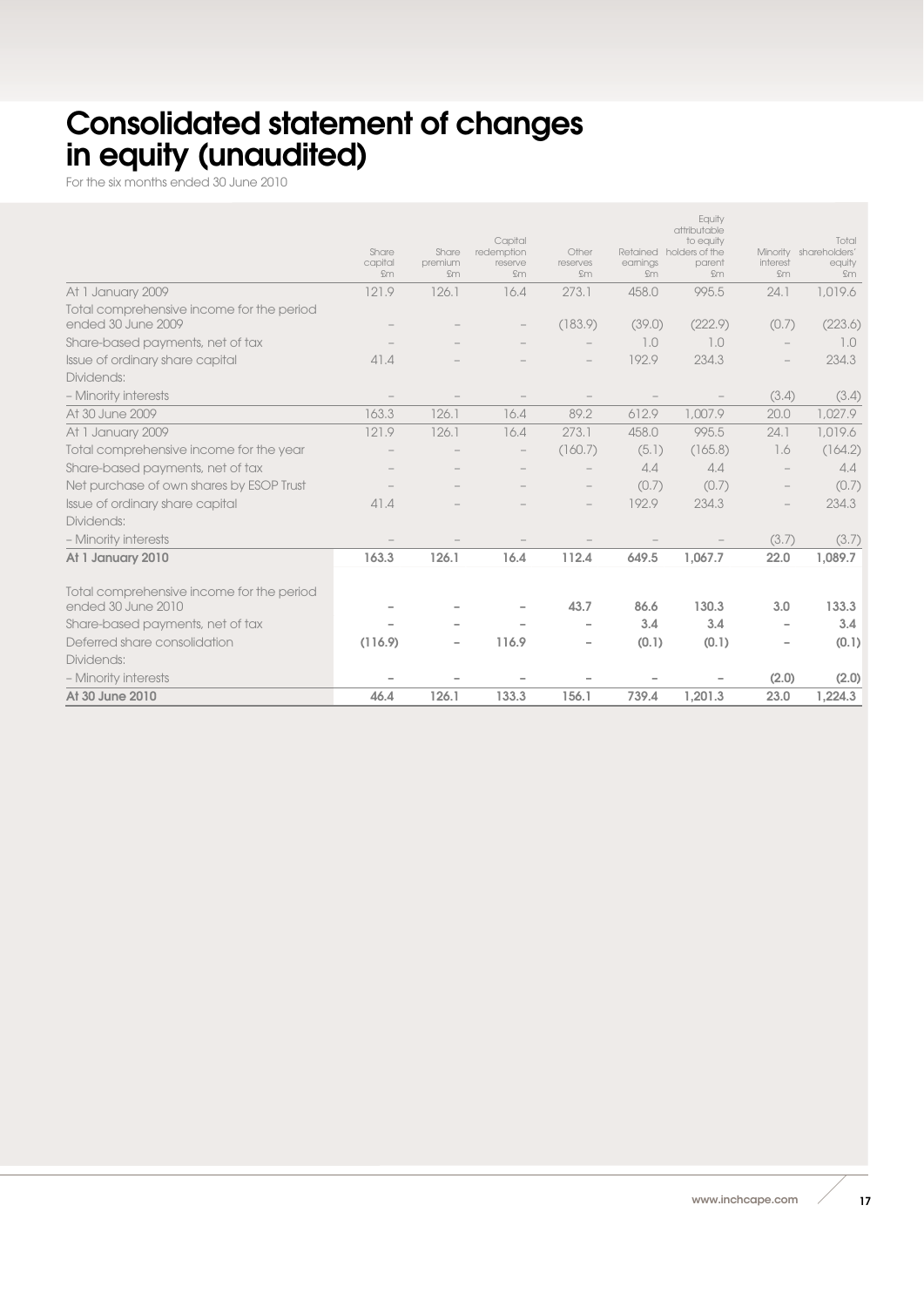# Consolidated statement of changes in equity (unaudited)

For the six months ended 30 June 2010

| | Share capital £m | Share premium £m | Capital redemption reserve £m | Other reserves £m | Retained earnings £m | Equity attributable to equity holders of the parent £m | Minority interest £m | Total shareholders' equity £m |
|---|---|---|---|---|---|---|---|---|
| At 1 January 2009 | 121.9 | 126.1 | 16.4 | 273.1 | 458.0 | 995.5 | 24.1 | 1,019.6 |
| Total comprehensive income for the period ended 30 June 2009 | – | – | – | (183.9) | (39.0) | (222.9) | (0.7) | (223.6) |
| Share-based payments, net of tax | – | – | – | – | 1.0 | 1.0 | – | 1.0 |
| Issue of ordinary share capital | 41.4 | – | – | – | 192.9 | 234.3 | – | 234.3 |
| Dividends: | | | | | | | | |
| – Minority interests | – | – | – | – | – | – | (3.4) | (3.4) |
| At 30 June 2009 | 163.3 | 126.1 | 16.4 | 89.2 | 612.9 | 1,007.9 | 20.0 | 1,027.9 |
| At 1 January 2009 | 121.9 | 126.1 | 16.4 | 273.1 | 458.0 | 995.5 | 24.1 | 1,019.6 |
| Total comprehensive income for the year | – | – | – | (160.7) | (5.1) | (165.8) | 1.6 | (164.2) |
| Share-based payments, net of tax | – | – | – | – | 4.4 | 4.4 | – | 4.4 |
| Net purchase of own shares by ESOP Trust | – | – | – | – | (0.7) | (0.7) | – | (0.7) |
| Issue of ordinary share capital | 41.4 | – | – | – | 192.9 | 234.3 | – | 234.3 |
| Dividends: | | | | | | | | |
| – Minority interests | – | – | – | – | – | – | (3.7) | (3.7) |
| **At 1 January 2010** | **163.3** | **126.1** | **16.4** | **112.4** | **649.5** | **1,067.7** | **22.0** | **1,089.7** |
| Total comprehensive income for the period ended 30 June 2010 | – | – | – | **43.7** | **86.6** | **130.3** | **3.0** | **133.3** |
| Share-based payments, net of tax | – | – | – | – | **3.4** | **3.4** | – | **3.4** |
| Deferred share consolidation | **(116.9)** | – | **116.9** | – | **(0.1)** | **(0.1)** | – | **(0.1)** |
| Dividends: | | | | | | | | |
| – Minority interests | – | – | – | – | – | – | **(2.0)** | **(2.0)** |
| **At 30 June 2010** | **46.4** | **126.1** | **133.3** | **156.1** | **739.4** | **1,201.3** | **23.0** | **1,224.3** |

www.inchcape.com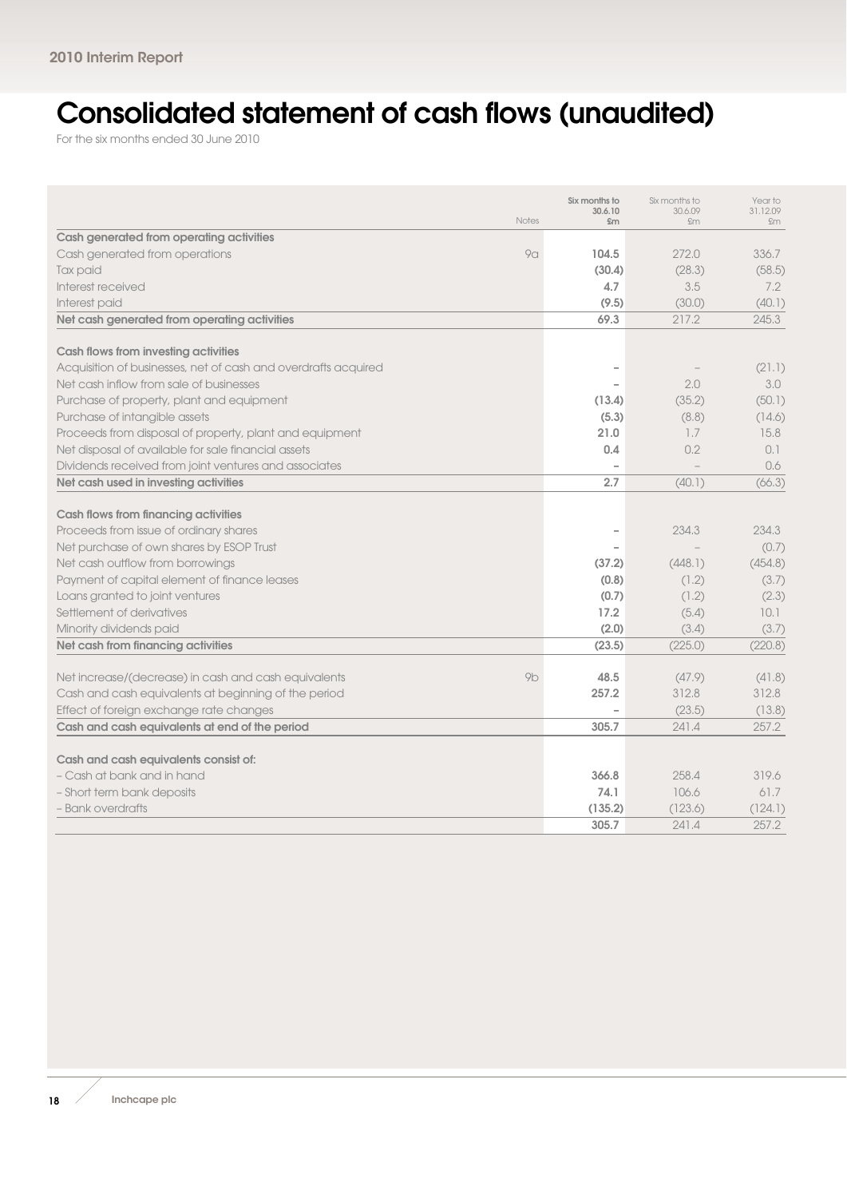// Consolidated statement of cash flows (unaudited)

For the six months ended 30 June 2010

| | Notes | Six months to 30.6.10 £m | Six months to 30.6.09 £m | Year to 31.12.09 £m |
|---|---|---|---|---|
| **Cash generated from operating activities** | | | | |
| Cash generated from operations | 9a | **104.5** | 272.0 | 336.7 |
| Tax paid | | **(30.4)** | (28.3) | (58.5) |
| Interest received | | **4.7** | 3.5 | 7.2 |
| Interest paid | | **(9.5)** | (30.0) | (40.1) |
| **Net cash generated from operating activities** | | **69.3** | 217.2 | 245.3 |
| **Cash flows from investing activities** | | | | |
| Acquisition of businesses, net of cash and overdrafts acquired | | **–** | – | (21.1) |
| Net cash inflow from sale of businesses | | **–** | 2.0 | 3.0 |
| Purchase of property, plant and equipment | | **(13.4)** | (35.2) | (50.1) |
| Purchase of intangible assets | | **(5.3)** | (8.8) | (14.6) |
| Proceeds from disposal of property, plant and equipment | | **21.0** | 1.7 | 15.8 |
| Net disposal of available for sale financial assets | | **0.4** | 0.2 | 0.1 |
| Dividends received from joint ventures and associates | | **–** | – | 0.6 |
| **Net cash used in investing activities** | | **2.7** | (40.1) | (66.3) |
| **Cash flows from financing activities** | | | | |
| Proceeds from issue of ordinary shares | | **–** | 234.3 | 234.3 |
| Net purchase of own shares by ESOP Trust | | **–** | – | (0.7) |
| Net cash outflow from borrowings | | **(37.2)** | (448.1) | (454.8) |
| Payment of capital element of finance leases | | **(0.8)** | (1.2) | (3.7) |
| Loans granted to joint ventures | | **(0.7)** | (1.2) | (2.3) |
| Settlement of derivatives | | **17.2** | (5.4) | 10.1 |
| Minority dividends paid | | **(2.0)** | (3.4) | (3.7) |
| **Net cash from financing activities** | | **(23.5)** | (225.0) | (220.8) |
| Net increase/(decrease) in cash and cash equivalents | 9b | **48.5** | (47.9) | (41.8) |
| Cash and cash equivalents at beginning of the period | | **257.2** | 312.8 | 312.8 |
| Effect of foreign exchange rate changes | | **–** | (23.5) | (13.8) |
| **Cash and cash equivalents at end of the period** | | **305.7** | 241.4 | 257.2 |
| **Cash and cash equivalents consist of:** | | | | |
| – Cash at bank and in hand | | **366.8** | 258.4 | 319.6 |
| – Short term bank deposits | | **74.1** | 106.6 | 61.7 |
| – Bank overdrafts | | **(135.2)** | (123.6) | (124.1) |
| | | **305.7** | 241.4 | 257.2 |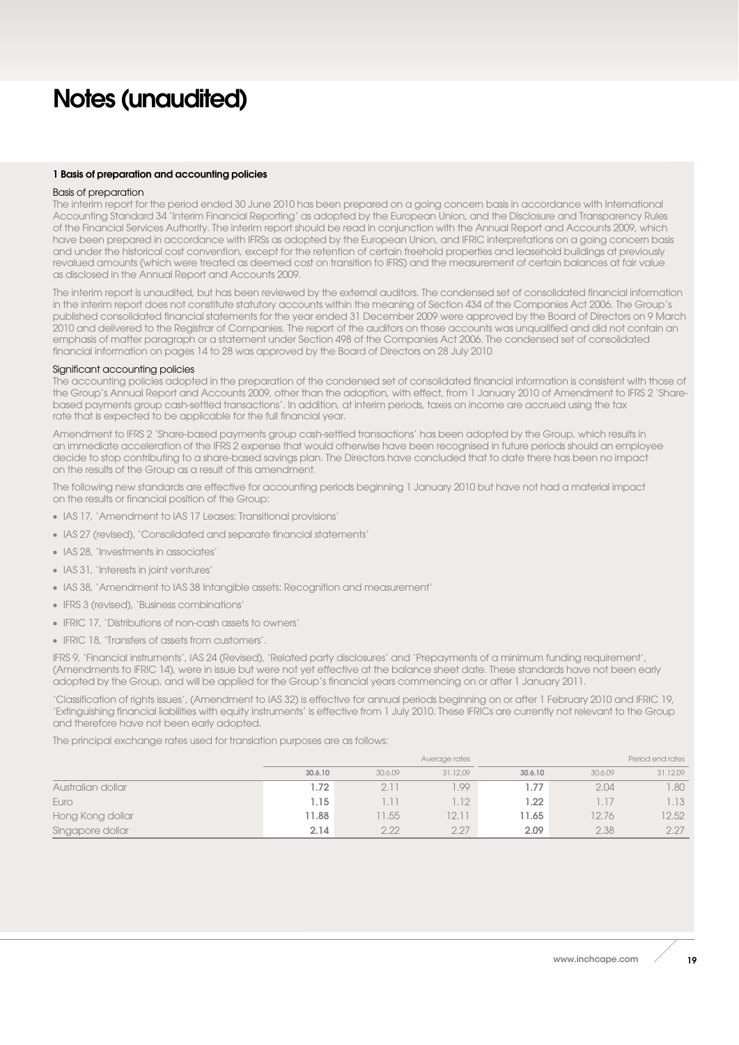# Notes (unaudited)

### 1 Basis of preparation and accounting policies

#### Basis of preparation

The interim report for the period ended 30 June 2010 has been prepared on a going concern basis in accordance with International Accounting Standard 34 'Interim Financial Reporting' as adopted by the European Union, and the Disclosure and Transparency Rules of the Financial Services Authority. The interim report should be read in conjunction with the Annual Report and Accounts 2009, which have been prepared in accordance with IFRSs as adopted by the European Union, and IFRIC interpretations on a going concern basis and under the historical cost convention, except for the retention of certain freehold properties and leasehold buildings at previously revalued amounts (which were treated as deemed cost on transition to IFRS) and the measurement of certain balances at fair value as disclosed in the Annual Report and Accounts 2009.

The interim report is unaudited, but has been reviewed by the external auditors. The condensed set of consolidated financial information in the interim report does not constitute statutory accounts within the meaning of Section 434 of the Companies Act 2006. The Group's published consolidated financial statements for the year ended 31 December 2009 were approved by the Board of Directors on 9 March 2010 and delivered to the Registrar of Companies. The report of the auditors on those accounts was unqualified and did not contain an emphasis of matter paragraph or a statement under Section 498 of the Companies Act 2006. The condensed set of consolidated financial information on pages 14 to 28 was approved by the Board of Directors on 28 July 2010

#### Significant accounting policies

The accounting policies adopted in the preparation of the condensed set of consolidated financial information is consistent with those of the Group's Annual Report and Accounts 2009, other than the adoption, with effect, from 1 January 2010 of Amendment to IFRS 2 'Share-based payments group cash-settled transactions'. In addition, at interim periods, taxes on income are accrued using the tax rate that is expected to be applicable for the full financial year.

Amendment to IFRS 2 'Share-based payments group cash-settled transactions' has been adopted by the Group, which results in an immediate acceleration of the IFRS 2 expense that would otherwise have been recognised in future periods should an employee decide to stop contributing to a share-based savings plan. The Directors have concluded that to date there has been no impact on the results of the Group as a result of this amendment.

The following new standards are effective for accounting periods beginning 1 January 2010 but have not had a material impact on the results or financial position of the Group:

- IAS 17, 'Amendment to IAS 17 Leases: Transitional provisions'
- IAS 27 (revised), 'Consolidated and separate financial statements'
- IAS 28, 'Investments in associates'
- IAS 31, 'Interests in joint ventures'
- IAS 38, 'Amendment to IAS 38 Intangible assets: Recognition and measurement'
- IFRS 3 (revised), 'Business combinations'
- IFRIC 17, 'Distributions of non-cash assets to owners'
- IFRIC 18, 'Transfers of assets from customers'.

IFRS 9, 'Financial instruments', IAS 24 (Revised), 'Related party disclosures' and 'Prepayments of a minimum funding requirement', (Amendments to IFRIC 14), were in issue but were not yet effective at the balance sheet date. These standards have not been early adopted by the Group, and will be applied for the Group's financial years commencing on or after 1 January 2011.

'Classification of rights issues', (Amendment to IAS 32) is effective for annual periods beginning on or after 1 February 2010 and IFRIC 19, 'Extinguishing financial liabilities with equity instruments' is effective from 1 July 2010. These IFRICs are currently not relevant to the Group and therefore have not been early adopted.

The principal exchange rates used for translation purposes are as follows:

| | Average rates | | | Period end rates | | |
|---|---|---|---|---|---|---|
| | **30.6.10** | 30.6.09 | 31.12.09 | **30.6.10** | 30.6.09 | 31.12.09 |
| Australian dollar | **1.72** | 2.11 | 1.99 | **1.77** | 2.04 | 1.80 |
| Euro | **1.15** | 1.11 | 1.12 | **1.22** | 1.17 | 1.13 |
| Hong Kong dollar | **11.88** | 11.55 | 12.11 | **11.65** | 12.76 | 12.52 |
| Singapore dollar | **2.14** | 2.22 | 2.27 | **2.09** | 2.38 | 2.27 |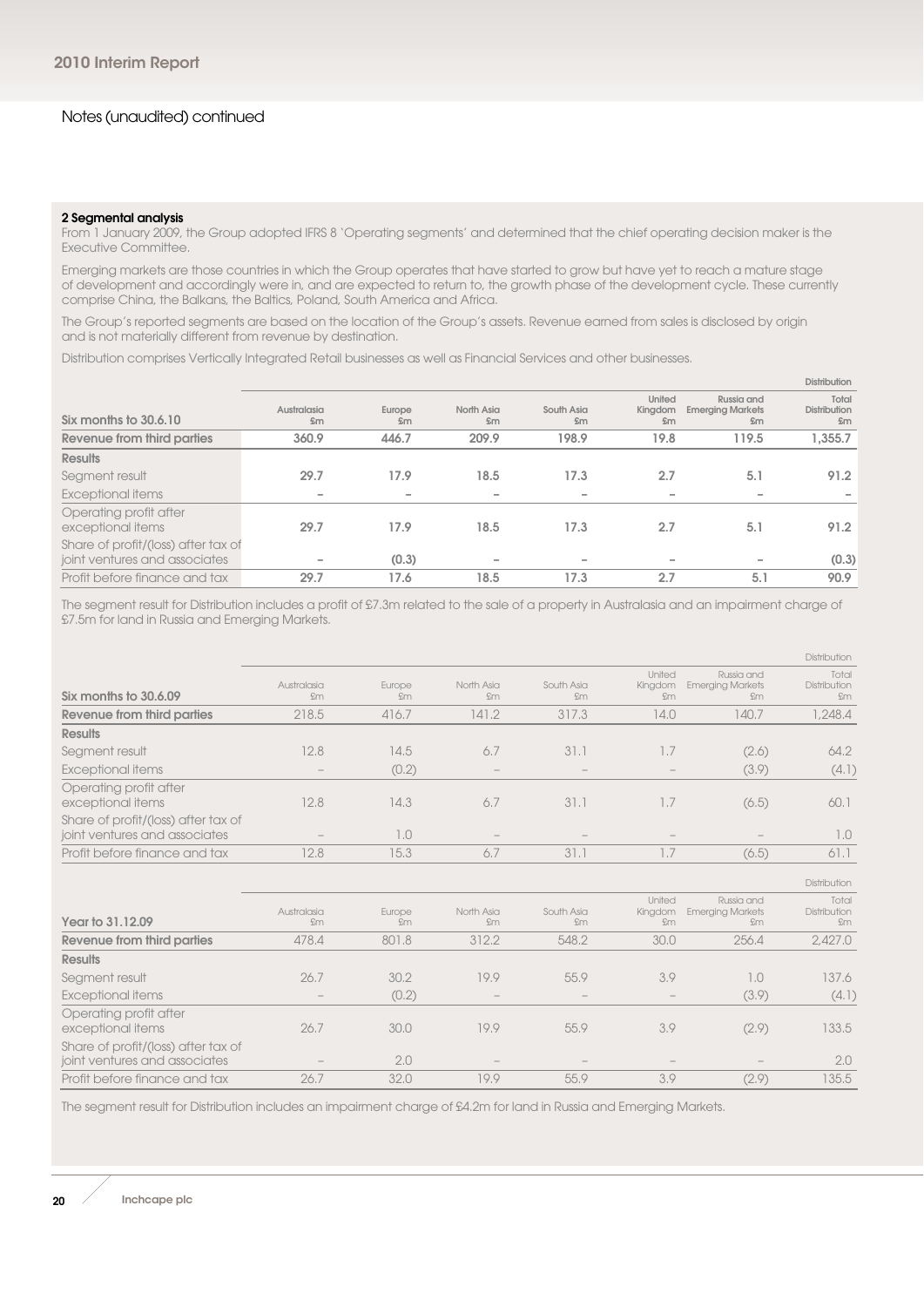Notes (unaudited) continued

**2 Segmental analysis**

From 1 January 2009, the Group adopted IFRS 8 'Operating segments' and determined that the chief operating decision maker is the Executive Committee.

Emerging markets are those countries in which the Group operates that have started to grow but have yet to reach a mature stage of development and accordingly were in, and are expected to return to, the growth phase of the development cycle. These currently comprise China, the Balkans, the Baltics, Poland, South America and Africa.

The Group's reported segments are based on the location of the Group's assets. Revenue earned from sales is disclosed by origin and is not materially different from revenue by destination.

Distribution comprises Vertically Integrated Retail businesses as well as Financial Services and other businesses.

| | Distribution | | | | | | |
|---|---|---|---|---|---|---|---|
| **Six months to 30.6.10** | **Australasia £m** | **Europe £m** | **North Asia £m** | **South Asia £m** | **United Kingdom £m** | **Russia and Emerging Markets £m** | **Total Distribution £m** |
| **Revenue from third parties** | **360.9** | **446.7** | **209.9** | **198.9** | **19.8** | **119.5** | **1,355.7** |
| **Results** | | | | | | | |
| Segment result | **29.7** | **17.9** | **18.5** | **17.3** | **2.7** | **5.1** | **91.2** |
| Exceptional items | **–** | **–** | **–** | **–** | **–** | **–** | **–** |
| Operating profit after exceptional items | **29.7** | **17.9** | **18.5** | **17.3** | **2.7** | **5.1** | **91.2** |
| Share of profit/(loss) after tax of joint ventures and associates | **–** | **(0.3)** | **–** | **–** | **–** | **–** | **(0.3)** |
| Profit before finance and tax | **29.7** | **17.6** | **18.5** | **17.3** | **2.7** | **5.1** | **90.9** |

The segment result for Distribution includes a profit of £7.3m related to the sale of a property in Australasia and an impairment charge of £7.5m for land in Russia and Emerging Markets.

| | Distribution | | | | | | |
|---|---|---|---|---|---|---|---|
| **Six months to 30.6.09** | Australasia £m | Europe £m | North Asia £m | South Asia £m | United Kingdom £m | Russia and Emerging Markets £m | Total Distribution £m |
| **Revenue from third parties** | 218.5 | 416.7 | 141.2 | 317.3 | 14.0 | 140.7 | 1,248.4 |
| **Results** | | | | | | | |
| Segment result | 12.8 | 14.5 | 6.7 | 31.1 | 1.7 | (2.6) | 64.2 |
| Exceptional items | – | (0.2) | – | – | – | (3.9) | (4.1) |
| Operating profit after exceptional items | 12.8 | 14.3 | 6.7 | 31.1 | 1.7 | (6.5) | 60.1 |
| Share of profit/(loss) after tax of joint ventures and associates | – | 1.0 | – | – | – | – | 1.0 |
| Profit before finance and tax | 12.8 | 15.3 | 6.7 | 31.1 | 1.7 | (6.5) | 61.1 |

| | Distribution | | | | | | |
|---|---|---|---|---|---|---|---|
| **Year to 31.12.09** | Australasia £m | Europe £m | North Asia £m | South Asia £m | United Kingdom £m | Russia and Emerging Markets £m | Total Distribution £m |
| **Revenue from third parties** | 478.4 | 801.8 | 312.2 | 548.2 | 30.0 | 256.4 | 2,427.0 |
| **Results** | | | | | | | |
| Segment result | 26.7 | 30.2 | 19.9 | 55.9 | 3.9 | 1.0 | 137.6 |
| Exceptional items | – | (0.2) | – | – | – | (3.9) | (4.1) |
| Operating profit after exceptional items | 26.7 | 30.0 | 19.9 | 55.9 | 3.9 | (2.9) | 133.5 |
| Share of profit/(loss) after tax of joint ventures and associates | – | 2.0 | – | – | – | – | 2.0 |
| Profit before finance and tax | 26.7 | 32.0 | 19.9 | 55.9 | 3.9 | (2.9) | 135.5 |

The segment result for Distribution includes an impairment charge of £4.2m for land in Russia and Emerging Markets.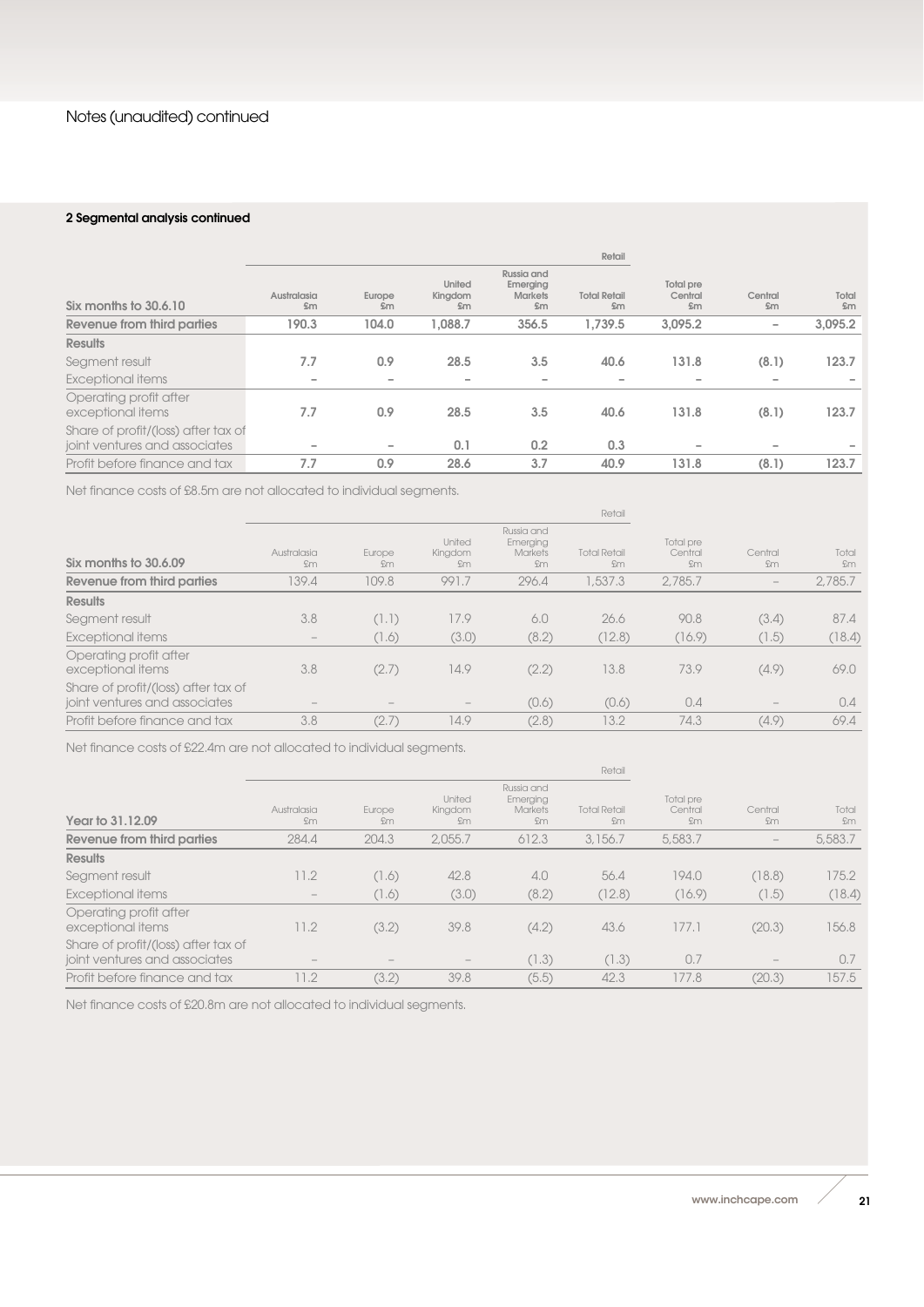Notes (unaudited) continued

### 2 Segmental analysis continued

| Six months to 30.6.10 | Australasia £m | Europe £m | United Kingdom £m | Russia and Emerging Markets £m | Total Retail £m | Total pre Central £m | Central £m | Total £m |
|---|---|---|---|---|---|---|---|---|
| | | | | | Retail | | | |
| **Revenue from third parties** | **190.3** | **104.0** | **1,088.7** | **356.5** | **1,739.5** | **3,095.2** | **–** | **3,095.2** |
| **Results** | | | | | | | | |
| Segment result | **7.7** | **0.9** | **28.5** | **3.5** | **40.6** | **131.8** | **(8.1)** | **123.7** |
| Exceptional items | **–** | **–** | **–** | **–** | **–** | **–** | **–** | **–** |
| Operating profit after exceptional items | **7.7** | **0.9** | **28.5** | **3.5** | **40.6** | **131.8** | **(8.1)** | **123.7** |
| Share of profit/(loss) after tax of joint ventures and associates | **–** | **–** | **0.1** | **0.2** | **0.3** | **–** | **–** | **–** |
| Profit before finance and tax | **7.7** | **0.9** | **28.6** | **3.7** | **40.9** | **131.8** | **(8.1)** | **123.7** |

Net finance costs of £8.5m are not allocated to individual segments.

| Six months to 30.6.09 | Australasia £m | Europe £m | United Kingdom £m | Russia and Emerging Markets £m | Total Retail £m | Total pre Central £m | Central £m | Total £m |
|---|---|---|---|---|---|---|---|---|
| | | | | | Retail | | | |
| **Revenue from third parties** | 139.4 | 109.8 | 991.7 | 296.4 | 1,537.3 | 2,785.7 | – | 2,785.7 |
| **Results** | | | | | | | | |
| Segment result | 3.8 | (1.1) | 17.9 | 6.0 | 26.6 | 90.8 | (3.4) | 87.4 |
| Exceptional items | – | (1.6) | (3.0) | (8.2) | (12.8) | (16.9) | (1.5) | (18.4) |
| Operating profit after exceptional items | 3.8 | (2.7) | 14.9 | (2.2) | 13.8 | 73.9 | (4.9) | 69.0 |
| Share of profit/(loss) after tax of joint ventures and associates | – | – | – | (0.6) | (0.6) | 0.4 | – | 0.4 |
| Profit before finance and tax | 3.8 | (2.7) | 14.9 | (2.8) | 13.2 | 74.3 | (4.9) | 69.4 |

Net finance costs of £22.4m are not allocated to individual segments.

| Year to 31.12.09 | Australasia £m | Europe £m | United Kingdom £m | Russia and Emerging Markets £m | Total Retail £m | Total pre Central £m | Central £m | Total £m |
|---|---|---|---|---|---|---|---|---|
| | | | | | Retail | | | |
| **Revenue from third parties** | 284.4 | 204.3 | 2,055.7 | 612.3 | 3,156.7 | 5,583.7 | – | 5,583.7 |
| **Results** | | | | | | | | |
| Segment result | 11.2 | (1.6) | 42.8 | 4.0 | 56.4 | 194.0 | (18.8) | 175.2 |
| Exceptional items | – | (1.6) | (3.0) | (8.2) | (12.8) | (16.9) | (1.5) | (18.4) |
| Operating profit after exceptional items | 11.2 | (3.2) | 39.8 | (4.2) | 43.6 | 177.1 | (20.3) | 156.8 |
| Share of profit/(loss) after tax of joint ventures and associates | – | – | – | (1.3) | (1.3) | 0.7 | – | 0.7 |
| Profit before finance and tax | 11.2 | (3.2) | 39.8 | (5.5) | 42.3 | 177.8 | (20.3) | 157.5 |

Net finance costs of £20.8m are not allocated to individual segments.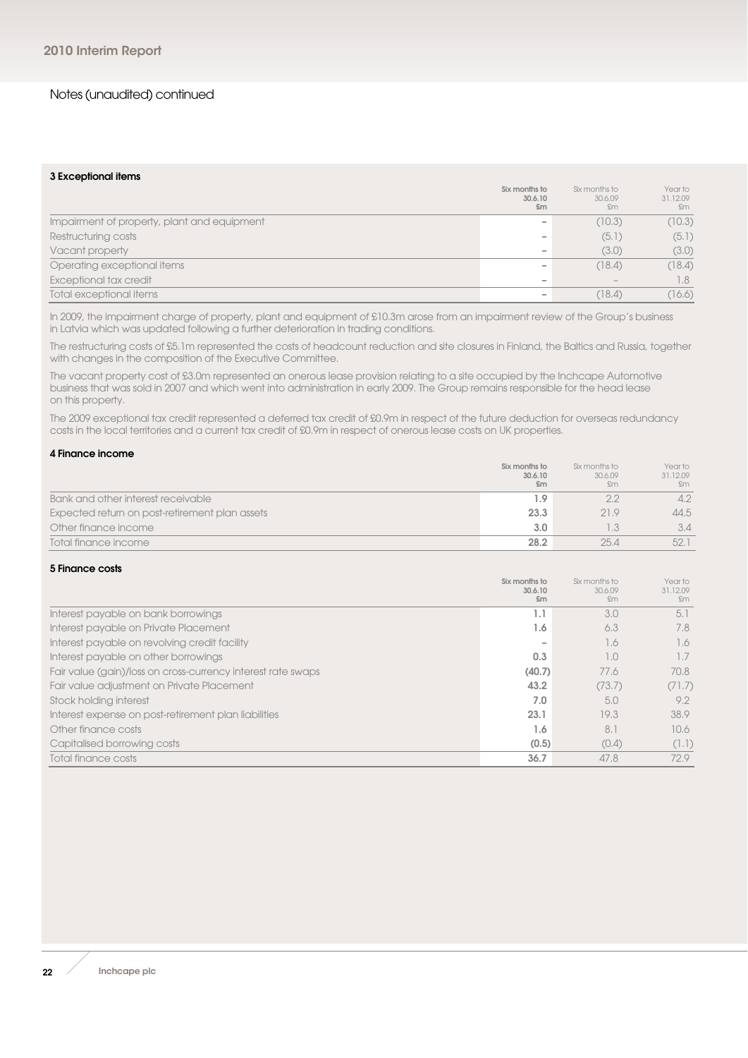Notes (unaudited) continued

### 3 Exceptional items

| | Six months to 30.6.10 £m | Six months to 30.6.09 £m | Year to 31.12.09 £m |
|---|---|---|---|
| Impairment of property, plant and equipment | – | (10.3) | (10.3) |
| Restructuring costs | – | (5.1) | (5.1) |
| Vacant property | – | (3.0) | (3.0) |
| Operating exceptional items | – | (18.4) | (18.4) |
| Exceptional tax credit | – | – | 1.8 |
| Total exceptional items | – | (18.4) | (16.6) |

In 2009, the impairment charge of property, plant and equipment of £10.3m arose from an impairment review of the Group's business in Latvia which was updated following a further deterioration in trading conditions.

The restructuring costs of £5.1m represented the costs of headcount reduction and site closures in Finland, the Baltics and Russia, together with changes in the composition of the Executive Committee.

The vacant property cost of £3.0m represented an onerous lease provision relating to a site occupied by the Inchcape Automotive business that was sold in 2007 and which went into administration in early 2009. The Group remains responsible for the head lease on this property.

The 2009 exceptional tax credit represented a deferred tax credit of £0.9m in respect of the future deduction for overseas redundancy costs in the local territories and a current tax credit of £0.9m in respect of onerous lease costs on UK properties.

### 4 Finance income

| | Six months to 30.6.10 £m | Six months to 30.6.09 £m | Year to 31.12.09 £m |
|---|---|---|---|
| Bank and other interest receivable | 1.9 | 2.2 | 4.2 |
| Expected return on post-retirement plan assets | 23.3 | 21.9 | 44.5 |
| Other finance income | 3.0 | 1.3 | 3.4 |
| Total finance income | 28.2 | 25.4 | 52.1 |

### 5 Finance costs

| | Six months to 30.6.10 £m | Six months to 30.6.09 £m | Year to 31.12.09 £m |
|---|---|---|---|
| Interest payable on bank borrowings | 1.1 | 3.0 | 5.1 |
| Interest payable on Private Placement | 1.6 | 6.3 | 7.8 |
| Interest payable on revolving credit facility | – | 1.6 | 1.6 |
| Interest payable on other borrowings | 0.3 | 1.0 | 1.7 |
| Fair value (gain)/loss on cross-currency interest rate swaps | (40.7) | 77.6 | 70.8 |
| Fair value adjustment on Private Placement | 43.2 | (73.7) | (71.7) |
| Stock holding interest | 7.0 | 5.0 | 9.2 |
| Interest expense on post-retirement plan liabilities | 23.1 | 19.3 | 38.9 |
| Other finance costs | 1.6 | 8.1 | 10.6 |
| Capitalised borrowing costs | (0.5) | (0.4) | (1.1) |
| Total finance costs | 36.7 | 47.8 | 72.9 |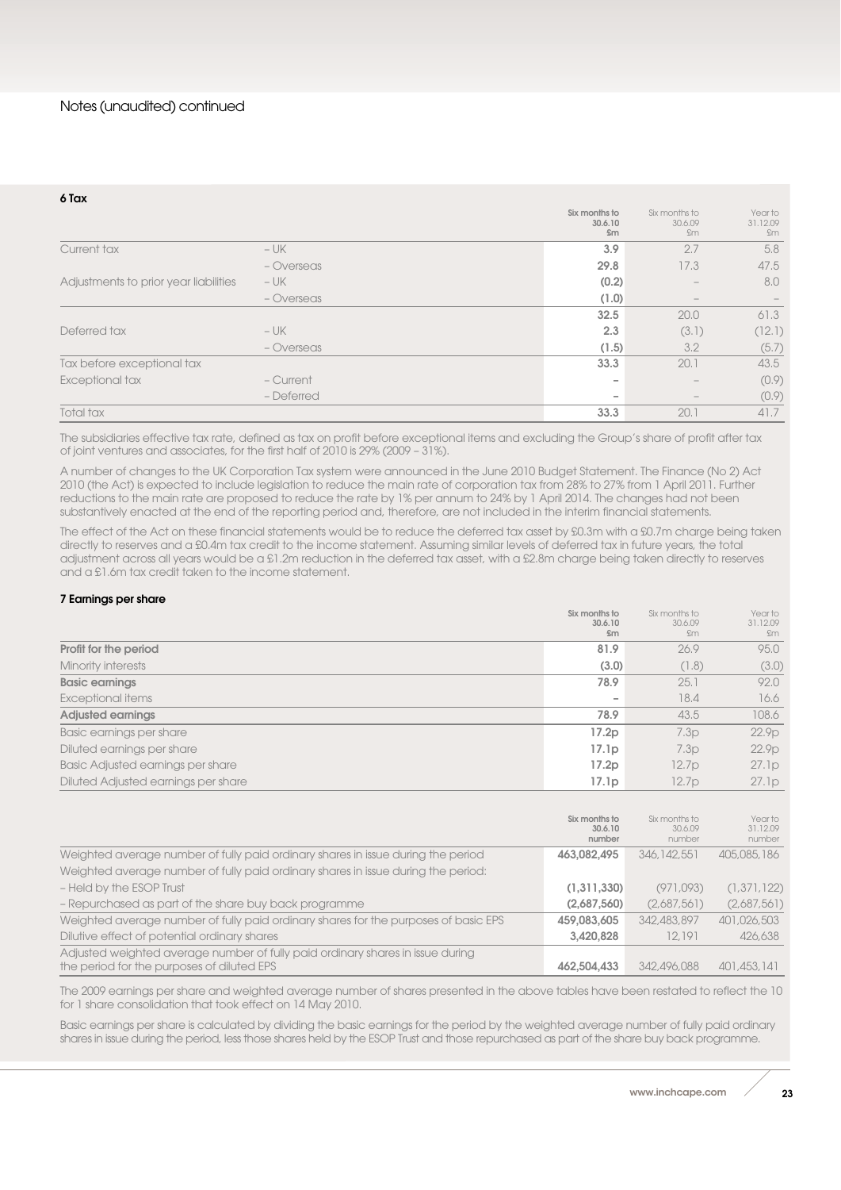Notes (unaudited) continued

### 6 Tax

| | | Six months to 30.6.10 £m | Six months to 30.6.09 £m | Year to 31.12.09 £m |
|---|---|---|---|---|
| Current tax | – UK | **3.9** | 2.7 | 5.8 |
| | – Overseas | **29.8** | 17.3 | 47.5 |
| Adjustments to prior year liabilities | – UK | **(0.2)** | – | 8.0 |
| | – Overseas | **(1.0)** | – | – |
| | | **32.5** | 20.0 | 61.3 |
| Deferred tax | – UK | **2.3** | (3.1) | (12.1) |
| | – Overseas | **(1.5)** | 3.2 | (5.7) |
| Tax before exceptional tax | | **33.3** | 20.1 | 43.5 |
| Exceptional tax | – Current | **–** | – | (0.9) |
| | – Deferred | **–** | – | (0.9) |
| Total tax | | **33.3** | 20.1 | 41.7 |

The subsidiaries effective tax rate, defined as tax on profit before exceptional items and excluding the Group's share of profit after tax of joint ventures and associates, for the first half of 2010 is 29% (2009 – 31%).

A number of changes to the UK Corporation Tax system were announced in the June 2010 Budget Statement. The Finance (No 2) Act 2010 (the Act) is expected to include legislation to reduce the main rate of corporation tax from 28% to 27% from 1 April 2011. Further reductions to the main rate are proposed to reduce the rate by 1% per annum to 24% by 1 April 2014. The changes had not been substantively enacted at the end of the reporting period and, therefore, are not included in the interim financial statements.

The effect of the Act on these financial statements would be to reduce the deferred tax asset by £0.3m with a £0.7m charge being taken directly to reserves and a £0.4m tax credit to the income statement. Assuming similar levels of deferred tax in future years, the total adjustment across all years would be a £1.2m reduction in the deferred tax asset, with a £2.8m charge being taken directly to reserves and a £1.6m tax credit taken to the income statement.

### 7 Earnings per share

| | Six months to 30.6.10 £m | Six months to 30.6.09 £m | Year to 31.12.09 £m |
|---|---|---|---|
| **Profit for the period** | **81.9** | 26.9 | 95.0 |
| Minority interests | **(3.0)** | (1.8) | (3.0) |
| **Basic earnings** | **78.9** | 25.1 | 92.0 |
| Exceptional items | **–** | 18.4 | 16.6 |
| **Adjusted earnings** | **78.9** | 43.5 | 108.6 |
| Basic earnings per share | **17.2p** | 7.3p | 22.9p |
| Diluted earnings per share | **17.1p** | 7.3p | 22.9p |
| Basic Adjusted earnings per share | **17.2p** | 12.7p | 27.1p |
| Diluted Adjusted earnings per share | **17.1p** | 12.7p | 27.1p |

| | Six months to 30.6.10 number | Six months to 30.6.09 number | Year to 31.12.09 number |
|---|---|---|---|
| Weighted average number of fully paid ordinary shares in issue during the period | **463,082,495** | 346,142,551 | 405,085,186 |
| Weighted average number of fully paid ordinary shares in issue during the period: | | | |
| – Held by the ESOP Trust | **(1,311,330)** | (971,093) | (1,371,122) |
| – Repurchased as part of the share buy back programme | **(2,687,560)** | (2,687,561) | (2,687,561) |
| Weighted average number of fully paid ordinary shares for the purposes of basic EPS | **459,083,605** | 342,483,897 | 401,026,503 |
| Dilutive effect of potential ordinary shares | **3,420,828** | 12,191 | 426,638 |
| Adjusted weighted average number of fully paid ordinary shares in issue during the period for the purposes of diluted EPS | **462,504,433** | 342,496,088 | 401,453,141 |

The 2009 earnings per share and weighted average number of shares presented in the above tables have been restated to reflect the 10 for 1 share consolidation that took effect on 14 May 2010.

Basic earnings per share is calculated by dividing the basic earnings for the period by the weighted average number of fully paid ordinary shares in issue during the period, less those shares held by the ESOP Trust and those repurchased as part of the share buy back programme.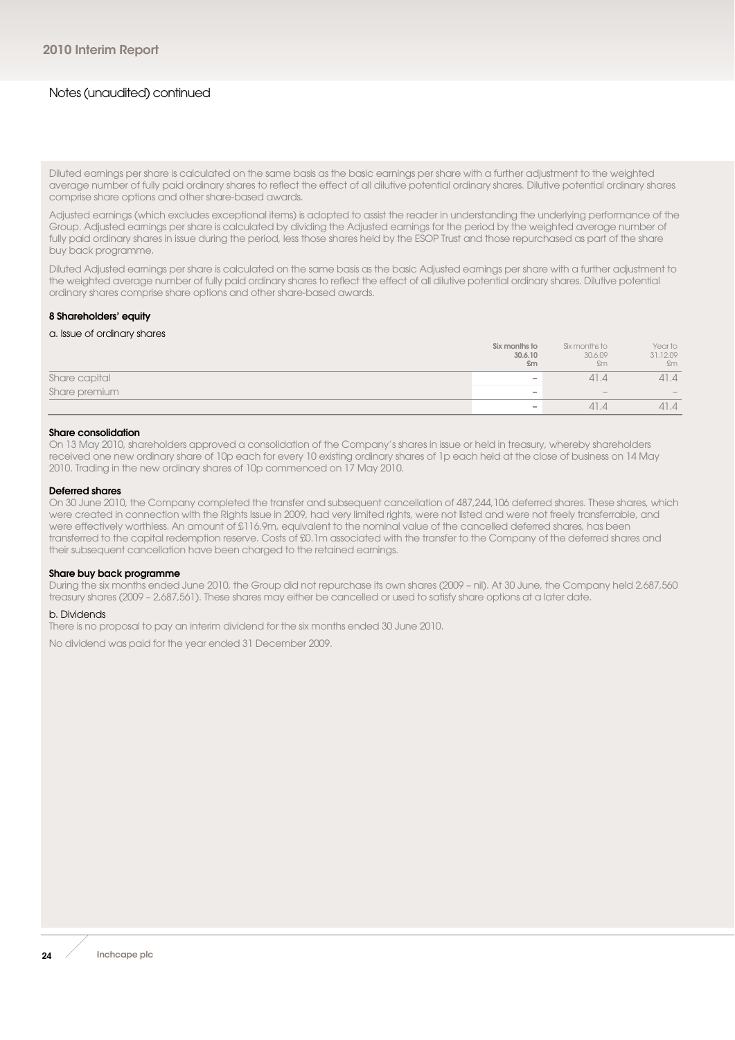Diluted earnings per share is calculated on the same basis as the basic earnings per share with a further adjustment to the weighted average number of fully paid ordinary shares to reflect the effect of all dilutive potential ordinary shares. Dilutive potential ordinary shares comprise share options and other share-based awards.

Adjusted earnings (which excludes exceptional items) is adopted to assist the reader in understanding the underlying performance of the Group. Adjusted earnings per share is calculated by dividing the Adjusted earnings for the period by the weighted average number of fully paid ordinary shares in issue during the period, less those shares held by the ESOP Trust and those repurchased as part of the share buy back programme.

Diluted Adjusted earnings per share is calculated on the same basis as the basic Adjusted earnings per share with a further adjustment to the weighted average number of fully paid ordinary shares to reflect the effect of all dilutive potential ordinary shares. Dilutive potential ordinary shares comprise share options and other share-based awards.

### 8 Shareholders' equity

a. Issue of ordinary shares

| | Six months to 30.6.10 £m | Six months to 30.6.09 £m | Year to 31.12.09 £m |
|---|---|---|---|
| Share capital | – | 41.4 | 41.4 |
| Share premium | – | – | – |
| | – | 41.4 | 41.4 |

**Share consolidation**

On 13 May 2010, shareholders approved a consolidation of the Company's shares in issue or held in treasury, whereby shareholders received one new ordinary share of 10p each for every 10 existing ordinary shares of 1p each held at the close of business on 14 May 2010. Trading in the new ordinary shares of 10p commenced on 17 May 2010.

**Deferred shares**

On 30 June 2010, the Company completed the transfer and subsequent cancellation of 487,244,106 deferred shares. These shares, which were created in connection with the Rights Issue in 2009, had very limited rights, were not listed and were not freely transferrable, and were effectively worthless. An amount of £116.9m, equivalent to the nominal value of the cancelled deferred shares, has been transferred to the capital redemption reserve. Costs of £0.1m associated with the transfer to the Company of the deferred shares and their subsequent cancellation have been charged to the retained earnings.

**Share buy back programme**

During the six months ended June 2010, the Group did not repurchase its own shares (2009 – nil). At 30 June, the Company held 2,687,560 treasury shares (2009 – 2,687,561). These shares may either be cancelled or used to satisfy share options at a later date.

b. Dividends

There is no proposal to pay an interim dividend for the six months ended 30 June 2010.

No dividend was paid for the year ended 31 December 2009.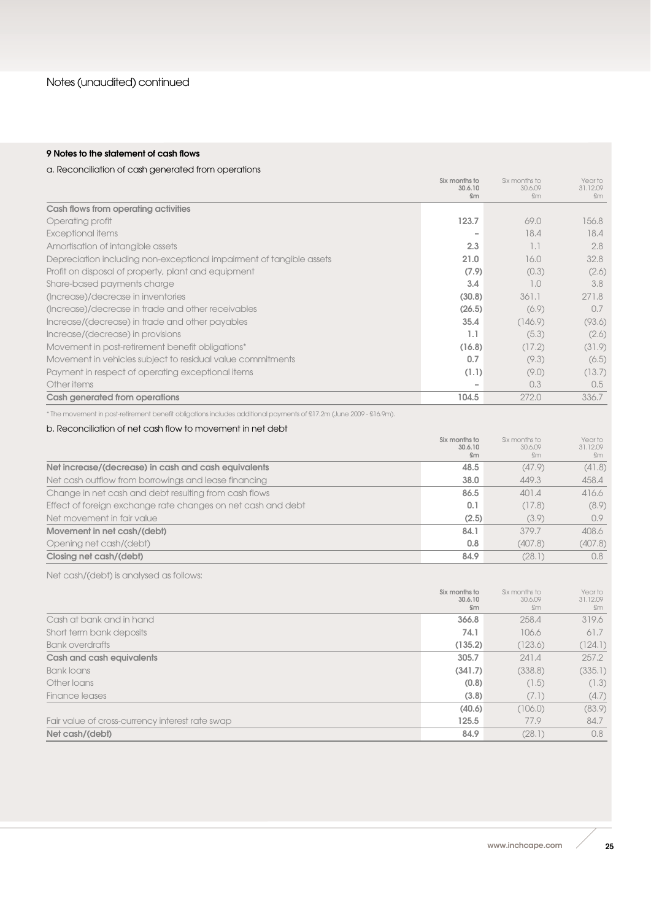# Notes (unaudited) continued

## 9 Notes to the statement of cash flows

### a. Reconciliation of cash generated from operations

| | Six months to 30.6.10 £m | Six months to 30.6.09 £m | Year to 31.12.09 £m |
|---|---|---|---|
| **Cash flows from operating activities** | | | |
| Operating profit | **123.7** | 69.0 | 156.8 |
| Exceptional items | **–** | 18.4 | 18.4 |
| Amortisation of intangible assets | **2.3** | 1.1 | 2.8 |
| Depreciation including non-exceptional impairment of tangible assets | **21.0** | 16.0 | 32.8 |
| Profit on disposal of property, plant and equipment | **(7.9)** | (0.3) | (2.6) |
| Share-based payments charge | **3.4** | 1.0 | 3.8 |
| (Increase)/decrease in inventories | **(30.8)** | 361.1 | 271.8 |
| (Increase)/decrease in trade and other receivables | **(26.5)** | (6.9) | 0.7 |
| Increase/(decrease) in trade and other payables | **35.4** | (146.9) | (93.6) |
| Increase/(decrease) in provisions | **1.1** | (5.3) | (2.6) |
| Movement in post-retirement benefit obligations* | **(16.8)** | (17.2) | (31.9) |
| Movement in vehicles subject to residual value commitments | **0.7** | (9.3) | (6.5) |
| Payment in respect of operating exceptional items | **(1.1)** | (9.0) | (13.7) |
| Other items | **–** | 0.3 | 0.5 |
| **Cash generated from operations** | **104.5** | 272.0 | 336.7 |

\* The movement in post-retirement benefit obligations includes additional payments of £17.2m (June 2009 - £16.9m).

### b. Reconciliation of net cash flow to movement in net debt

| | Six months to 30.6.10 £m | Six months to 30.6.09 £m | Year to 31.12.09 £m |
|---|---|---|---|
| **Net increase/(decrease) in cash and cash equivalents** | **48.5** | (47.9) | (41.8) |
| Net cash outflow from borrowings and lease financing | **38.0** | 449.3 | 458.4 |
| Change in net cash and debt resulting from cash flows | **86.5** | 401.4 | 416.6 |
| Effect of foreign exchange rate changes on net cash and debt | **0.1** | (17.8) | (8.9) |
| Net movement in fair value | **(2.5)** | (3.9) | 0.9 |
| **Movement in net cash/(debt)** | **84.1** | 379.7 | 408.6 |
| Opening net cash/(debt) | **0.8** | (407.8) | (407.8) |
| **Closing net cash/(debt)** | **84.9** | (28.1) | 0.8 |

Net cash/(debt) is analysed as follows:

| | Six months to 30.6.10 £m | Six months to 30.6.09 £m | Year to 31.12.09 £m |
|---|---|---|---|
| Cash at bank and in hand | **366.8** | 258.4 | 319.6 |
| Short term bank deposits | **74.1** | 106.6 | 61.7 |
| Bank overdrafts | **(135.2)** | (123.6) | (124.1) |
| **Cash and cash equivalents** | **305.7** | 241.4 | 257.2 |
| Bank loans | **(341.7)** | (338.8) | (335.1) |
| Other loans | **(0.8)** | (1.5) | (1.3) |
| Finance leases | **(3.8)** | (7.1) | (4.7) |
| | **(40.6)** | (106.0) | (83.9) |
| Fair value of cross-currency interest rate swap | **125.5** | 77.9 | 84.7 |
| **Net cash/(debt)** | **84.9** | (28.1) | 0.8 |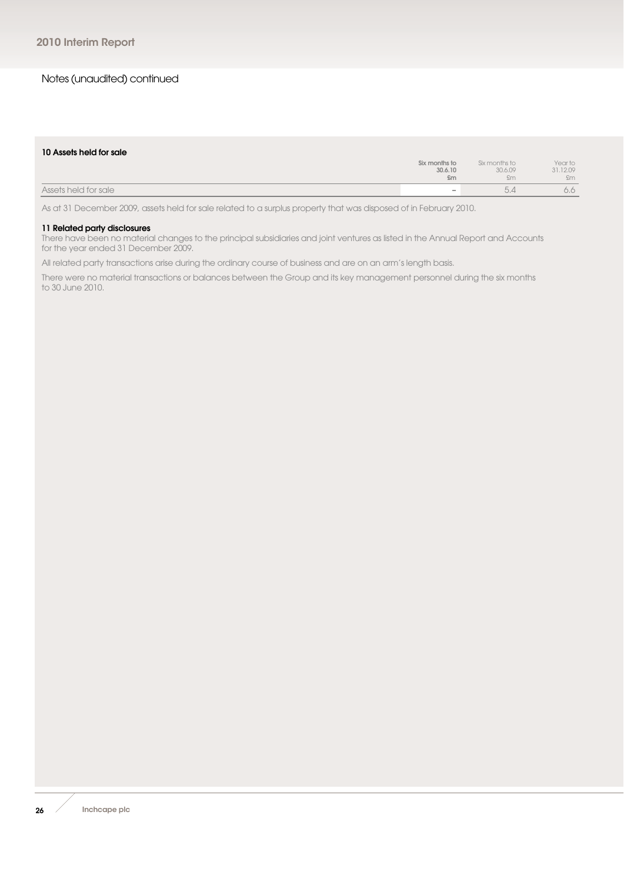## Notes (unaudited) continued

### 10 Assets held for sale

| | Six months to 30.6.10 £m | Six months to 30.6.09 £m | Year to 31.12.09 £m |
|---|---|---|---|
| Assets held for sale | – | 5.4 | 6.6 |

As at 31 December 2009, assets held for sale related to a surplus property that was disposed of in February 2010.

### 11 Related party disclosures

There have been no material changes to the principal subsidiaries and joint ventures as listed in the Annual Report and Accounts for the year ended 31 December 2009.

All related party transactions arise during the ordinary course of business and are on an arm's length basis.

There were no material transactions or balances between the Group and its key management personnel during the six months to 30 June 2010.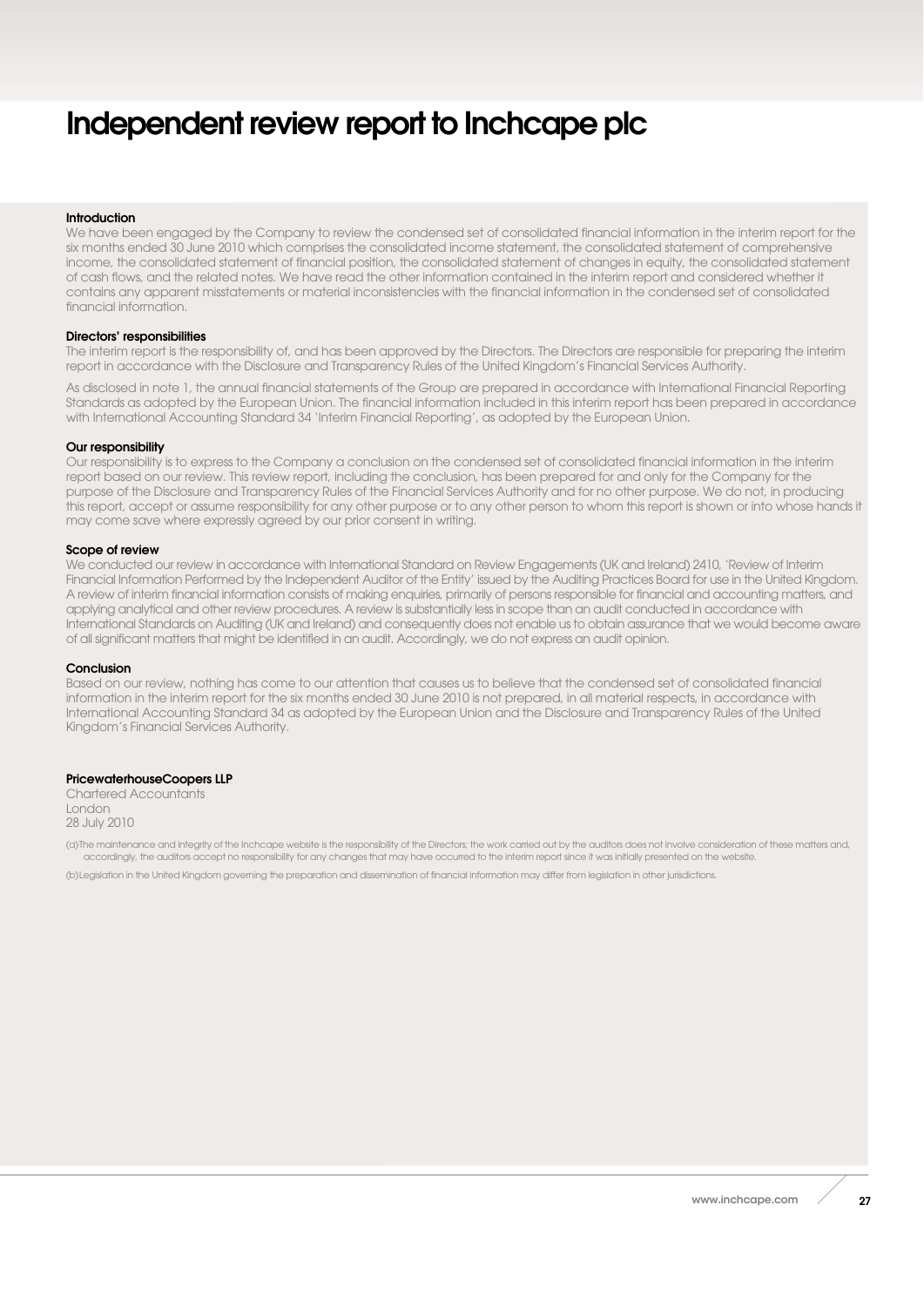# Independent review report to Inchcape plc

**Introduction**

We have been engaged by the Company to review the condensed set of consolidated financial information in the interim report for the six months ended 30 June 2010 which comprises the consolidated income statement, the consolidated statement of comprehensive income, the consolidated statement of financial position, the consolidated statement of changes in equity, the consolidated statement of cash flows, and the related notes. We have read the other information contained in the interim report and considered whether it contains any apparent misstatements or material inconsistencies with the financial information in the condensed set of consolidated financial information.

**Directors' responsibilities**

The interim report is the responsibility of, and has been approved by the Directors. The Directors are responsible for preparing the interim report in accordance with the Disclosure and Transparency Rules of the United Kingdom's Financial Services Authority.

As disclosed in note 1, the annual financial statements of the Group are prepared in accordance with International Financial Reporting Standards as adopted by the European Union. The financial information included in this interim report has been prepared in accordance with International Accounting Standard 34 'Interim Financial Reporting', as adopted by the European Union.

**Our responsibility**

Our responsibility is to express to the Company a conclusion on the condensed set of consolidated financial information in the interim report based on our review. This review report, including the conclusion, has been prepared for and only for the Company for the purpose of the Disclosure and Transparency Rules of the Financial Services Authority and for no other purpose. We do not, in producing this report, accept or assume responsibility for any other purpose or to any other person to whom this report is shown or into whose hands it may come save where expressly agreed by our prior consent in writing.

**Scope of review**

We conducted our review in accordance with International Standard on Review Engagements (UK and Ireland) 2410, 'Review of Interim Financial Information Performed by the Independent Auditor of the Entity' issued by the Auditing Practices Board for use in the United Kingdom. A review of interim financial information consists of making enquiries, primarily of persons responsible for financial and accounting matters, and applying analytical and other review procedures. A review is substantially less in scope than an audit conducted in accordance with International Standards on Auditing (UK and Ireland) and consequently does not enable us to obtain assurance that we would become aware of all significant matters that might be identified in an audit. Accordingly, we do not express an audit opinion.

**Conclusion**

Based on our review, nothing has come to our attention that causes us to believe that the condensed set of consolidated financial information in the interim report for the six months ended 30 June 2010 is not prepared, in all material respects, in accordance with International Accounting Standard 34 as adopted by the European Union and the Disclosure and Transparency Rules of the United Kingdom's Financial Services Authority.

**PricewaterhouseCoopers LLP**
Chartered Accountants
London
28 July 2010

(a) The maintenance and integrity of the Inchcape website is the responsibility of the Directors; the work carried out by the auditors does not involve consideration of these matters and, accordingly, the auditors accept no responsibility for any changes that may have occurred to the interim report since it was initially presented on the website.

(b) Legislation in the United Kingdom governing the preparation and dissemination of financial information may differ from legislation in other jurisdictions.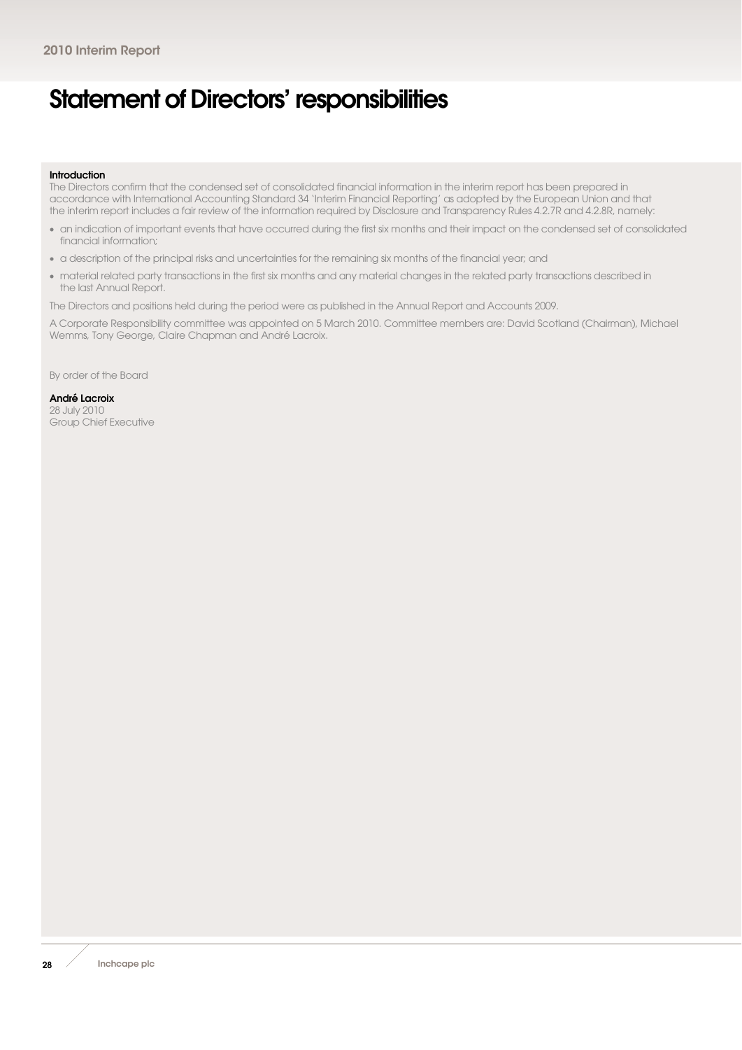# Statement of Directors' responsibilities

**Introduction**

The Directors confirm that the condensed set of consolidated financial information in the interim report has been prepared in accordance with International Accounting Standard 34 'Interim Financial Reporting' as adopted by the European Union and that the interim report includes a fair review of the information required by Disclosure and Transparency Rules 4.2.7R and 4.2.8R, namely:

- an indication of important events that have occurred during the first six months and their impact on the condensed set of consolidated financial information;
- a description of the principal risks and uncertainties for the remaining six months of the financial year; and
- material related party transactions in the first six months and any material changes in the related party transactions described in the last Annual Report.

The Directors and positions held during the period were as published in the Annual Report and Accounts 2009.

A Corporate Responsibility committee was appointed on 5 March 2010. Committee members are: David Scotland (Chairman), Michael Wemms, Tony George, Claire Chapman and André Lacroix.

By order of the Board

**André Lacroix**
28 July 2010
Group Chief Executive